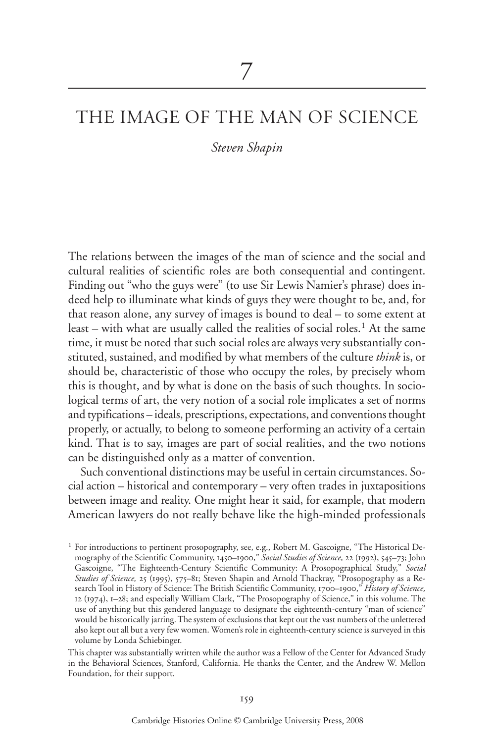# 7

# THE IMAGE OF THE MAN OF SCIENCE

*Steven Shapin*

The relations between the images of the man of science and the social and cultural realities of scientific roles are both consequential and contingent. Finding out "who the guys were" (to use Sir Lewis Namier's phrase) does indeed help to illuminate what kinds of guys they were thought to be, and, for that reason alone, any survey of images is bound to deal – to some extent at least – with what are usually called the realities of social roles.[1] At the same time, it must be noted that such social roles are always very substantially constituted, sustained, and modified by what members of the culture *think* is, or should be, characteristic of those who occupy the roles, by precisely whom this is thought, and by what is done on the basis of such thoughts. In sociological terms of art, the very notion of a social role implicates a set of norms and typifications – ideals, prescriptions, expectations, and conventions thought properly, or actually, to belong to someone performing an activity of a certain kind. That is to say, images are part of social realities, and the two notions can be distinguished only as a matter of convention.

Such conventional distinctions may be useful in certain circumstances. Social action – historical and contemporary – very often trades in juxtapositions between image and reality. One might hear it said, for example, that modern American lawyers do not really behave like the high-minded professionals

[1] For introductions to pertinent prosopography, see, e.g., Robert M. Gascoigne, "The Historical Demography of the Scientific Community, 1450–1900," *Social Studies of Science,* 22 (1992), 545–73; John Gascoigne, "The Eighteenth-Century Scientific Community: A Prosopographical Study," *Social Studies of Science,* 25 (1995), 575–81; Steven Shapin and Arnold Thackray, "Prosopography as a Research Tool in History of Science: The British Scientific Community, 1700–1900," *History of Science,* 12 (1974), 1–28; and especially William Clark, "The Prosopography of Science," in this volume. The use of anything but this gendered language to designate the eighteenth-century "man of science" would be historically jarring. The system of exclusions that kept out the vast numbers of the unlettered also kept out all but a very few women. Women's role in eighteenth-century science is surveyed in this volume by Londa Schiebinger.

This chapter was substantially written while the author was a Fellow of the Center for Advanced Study in the Behavioral Sciences, Stanford, California. He thanks the Center, and the Andrew W. Mellon Foundation, for their support.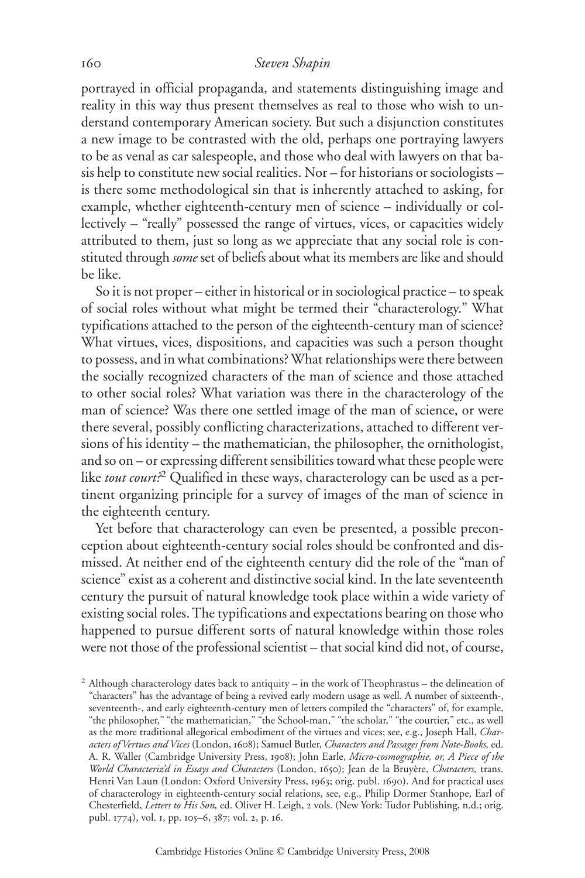portrayed in official propaganda, and statements distinguishing image and reality in this way thus present themselves as real to those who wish to understand contemporary American society. But such a disjunction constitutes a new image to be contrasted with the old, perhaps one portraying lawyers to be as venal as car salespeople, and those who deal with lawyers on that basis help to constitute new social realities. Nor – for historians or sociologists – is there some methodological sin that is inherently attached to asking, for example, whether eighteenth-century men of science – individually or collectively – "really" possessed the range of virtues, vices, or capacities widely attributed to them, just so long as we appreciate that any social role is constituted through *some* set of beliefs about what its members are like and should be like.

So it is not proper – either in historical or in sociological practice – to speak of social roles without what might be termed their "characterology." What typifications attached to the person of the eighteenth-century man of science? What virtues, vices, dispositions, and capacities was such a person thought to possess, and in what combinations? What relationships were there between the socially recognized characters of the man of science and those attached to other social roles? What variation was there in the characterology of the man of science? Was there one settled image of the man of science, or were there several, possibly conflicting characterizations, attached to different versions of his identity – the mathematician, the philosopher, the ornithologist, and so on – or expressing different sensibilities toward what these people were like *tout court*?[2] Qualified in these ways, characterology can be used as a pertinent organizing principle for a survey of images of the man of science in the eighteenth century.

Yet before that characterology can even be presented, a possible preconception about eighteenth-century social roles should be confronted and dismissed. At neither end of the eighteenth century did the role of the "man of science" exist as a coherent and distinctive social kind. In the late seventeenth century the pursuit of natural knowledge took place within a wide variety of existing social roles. The typifications and expectations bearing on those who happened to pursue different sorts of natural knowledge within those roles were not those of the professional scientist – that social kind did not, of course,

[2] Although characterology dates back to antiquity – in the work of Theophrastus – the delineation of "characters" has the advantage of being a revived early modern usage as well. A number of sixteenth-, seventeenth-, and early eighteenth-century men of letters compiled the "characters" of, for example, "the philosopher," "the mathematician," "the School-man," "the scholar," "the courtier," etc., as well as the more traditional allegorical embodiment of the virtues and vices; see, e.g., Joseph Hall, *Characters of Vertues and Vices* (London, 1608); Samuel Butler, *Characters and Passages from Note-Books,* ed. A. R. Waller (Cambridge University Press, 1908); John Earle, *Micro-cosmographie, or, A Piece of the World Characteriz'd in Essays and Characters* (London, 1650); Jean de la Bruyère, *Characters,* trans. Henri Van Laun (London: Oxford University Press, 1963; orig. publ. 1690). And for practical uses of characterology in eighteenth-century social relations, see, e.g., Philip Dormer Stanhope, Earl of Chesterfield, *Letters to His Son,* ed. Oliver H. Leigh, 2 vols. (New York: Tudor Publishing, n.d.; orig. publ. 1774), vol. 1, pp. 105–6, 387; vol. 2, p. 16.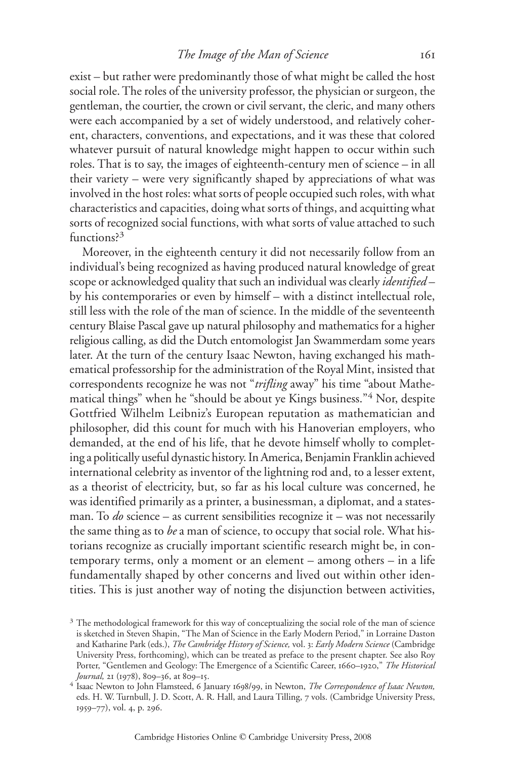exist – but rather were predominantly those of what might be called the host social role. The roles of the university professor, the physician or surgeon, the gentleman, the courtier, the crown or civil servant, the cleric, and many others were each accompanied by a set of widely understood, and relatively coherent, characters, conventions, and expectations, and it was these that colored whatever pursuit of natural knowledge might happen to occur within such roles. That is to say, the images of eighteenth-century men of science – in all their variety – were very significantly shaped by appreciations of what was involved in the host roles: what sorts of people occupied such roles, with what characteristics and capacities, doing what sorts of things, and acquitting what sorts of recognized social functions, with what sorts of value attached to such functions?[3]

Moreover, in the eighteenth century it did not necessarily follow from an individual's being recognized as having produced natural knowledge of great scope or acknowledged quality that such an individual was clearly *identified* – by his contemporaries or even by himself – with a distinct intellectual role, still less with the role of the man of science. In the middle of the seventeenth century Blaise Pascal gave up natural philosophy and mathematics for a higher religious calling, as did the Dutch entomologist Jan Swammerdam some years later. At the turn of the century Isaac Newton, having exchanged his mathematical professorship for the administration of the Royal Mint, insisted that correspondents recognize he was not "*trifling* away" his time "about Mathematical things" when he "should be about ye Kings business."[4] Nor, despite Gottfried Wilhelm Leibniz's European reputation as mathematician and philosopher, did this count for much with his Hanoverian employers, who demanded, at the end of his life, that he devote himself wholly to completing a politically useful dynastic history. In America, Benjamin Franklin achieved international celebrity as inventor of the lightning rod and, to a lesser extent, as a theorist of electricity, but, so far as his local culture was concerned, he was identified primarily as a printer, a businessman, a diplomat, and a statesman. To *do* science – as current sensibilities recognize it – was not necessarily the same thing as to *be* a man of science, to occupy that social role. What historians recognize as crucially important scientific research might be, in contemporary terms, only a moment or an element – among others – in a life fundamentally shaped by other concerns and lived out within other identities. This is just another way of noting the disjunction between activities,

[3] The methodological framework for this way of conceptualizing the social role of the man of science is sketched in Steven Shapin, "The Man of Science in the Early Modern Period," in Lorraine Daston and Katharine Park (eds.), *The Cambridge History of Science,* vol. 3: *Early Modern Science* (Cambridge University Press, forthcoming), which can be treated as preface to the present chapter. See also Roy Porter, "Gentlemen and Geology: The Emergence of a Scientific Career, 1660–1920," *The Historical Journal,* 21 (1978), 809–36, at 809–15.

[4] Isaac Newton to John Flamsteed, 6 January 1698/99, in Newton, *The Correspondence of Isaac Newton,* eds. H. W. Turnbull, J. D. Scott, A. R. Hall, and Laura Tilling, 7 vols. (Cambridge University Press, 1959–77), vol. 4, p. 296.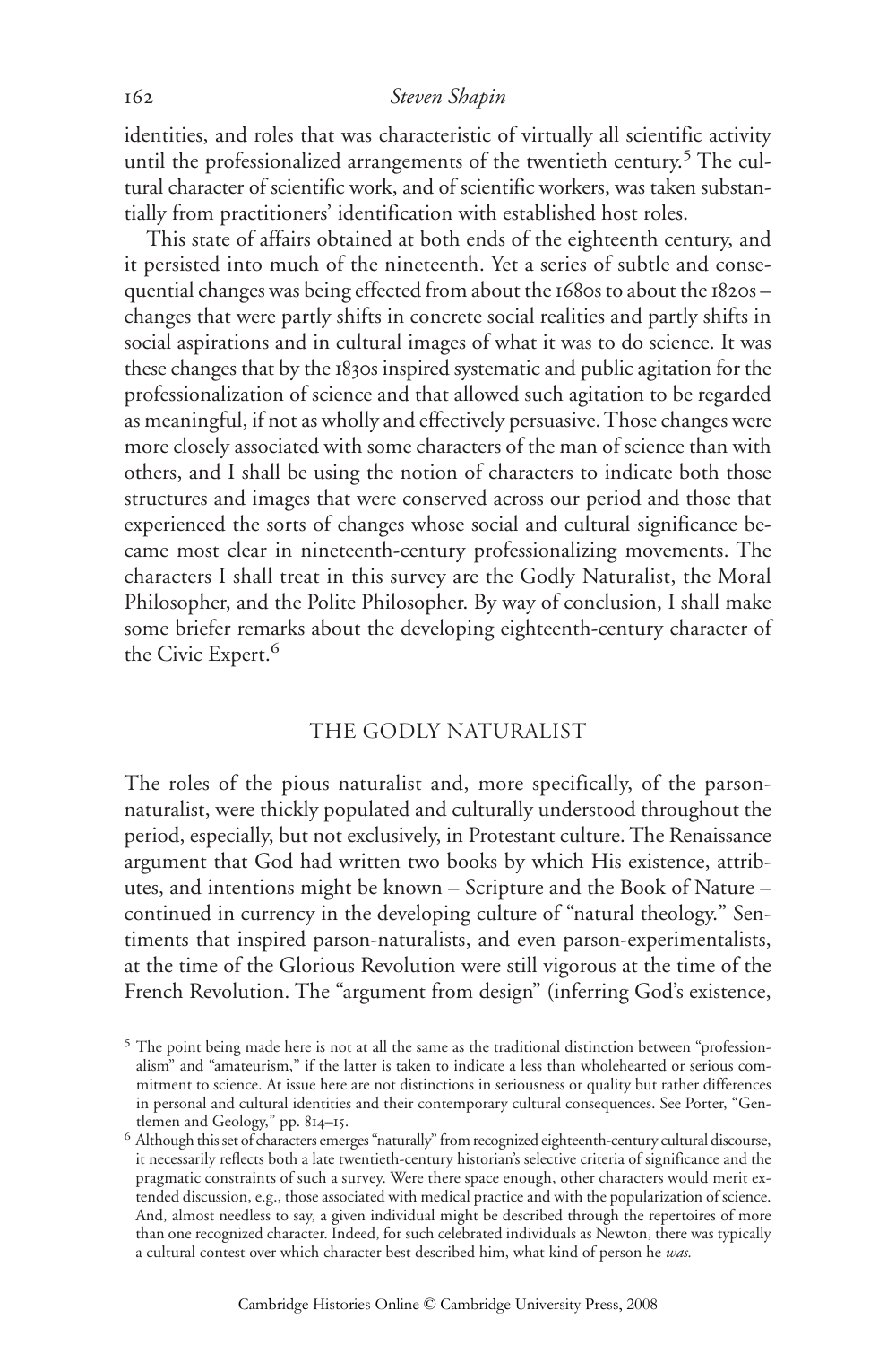identities, and roles that was characteristic of virtually all scientific activity until the professionalized arrangements of the twentieth century.[5] The cultural character of scientific work, and of scientific workers, was taken substantially from practitioners' identification with established host roles.

This state of affairs obtained at both ends of the eighteenth century, and it persisted into much of the nineteenth. Yet a series of subtle and consequential changes was being effected from about the 1680s to about the 1820s – changes that were partly shifts in concrete social realities and partly shifts in social aspirations and in cultural images of what it was to do science. It was these changes that by the 1830s inspired systematic and public agitation for the professionalization of science and that allowed such agitation to be regarded as meaningful, if not as wholly and effectively persuasive. Those changes were more closely associated with some characters of the man of science than with others, and I shall be using the notion of characters to indicate both those structures and images that were conserved across our period and those that experienced the sorts of changes whose social and cultural significance became most clear in nineteenth-century professionalizing movements. The characters I shall treat in this survey are the Godly Naturalist, the Moral Philosopher, and the Polite Philosopher. By way of conclusion, I shall make some briefer remarks about the developing eighteenth-century character of the Civic Expert.[6]

## THE GODLY NATURALIST

The roles of the pious naturalist and, more specifically, of the parson-naturalist, were thickly populated and culturally understood throughout the period, especially, but not exclusively, in Protestant culture. The Renaissance argument that God had written two books by which His existence, attributes, and intentions might be known – Scripture and the Book of Nature – continued in currency in the developing culture of "natural theology." Sentiments that inspired parson-naturalists, and even parson-experimentalists, at the time of the Glorious Revolution were still vigorous at the time of the French Revolution. The "argument from design" (inferring God's existence,

[5] The point being made here is not at all the same as the traditional distinction between "professionalism" and "amateurism," if the latter is taken to indicate a less than wholehearted or serious commitment to science. At issue here are not distinctions in seriousness or quality but rather differences in personal and cultural identities and their contemporary cultural consequences. See Porter, "Gentlemen and Geology," pp. 814–15.

[6] Although this set of characters emerges "naturally" from recognized eighteenth-century cultural discourse, it necessarily reflects both a late twentieth-century historian's selective criteria of significance and the pragmatic constraints of such a survey. Were there space enough, other characters would merit extended discussion, e.g., those associated with medical practice and with the popularization of science. And, almost needless to say, a given individual might be described through the repertoires of more than one recognized character. Indeed, for such celebrated individuals as Newton, there was typically a cultural contest over which character best described him, what kind of person he *was.*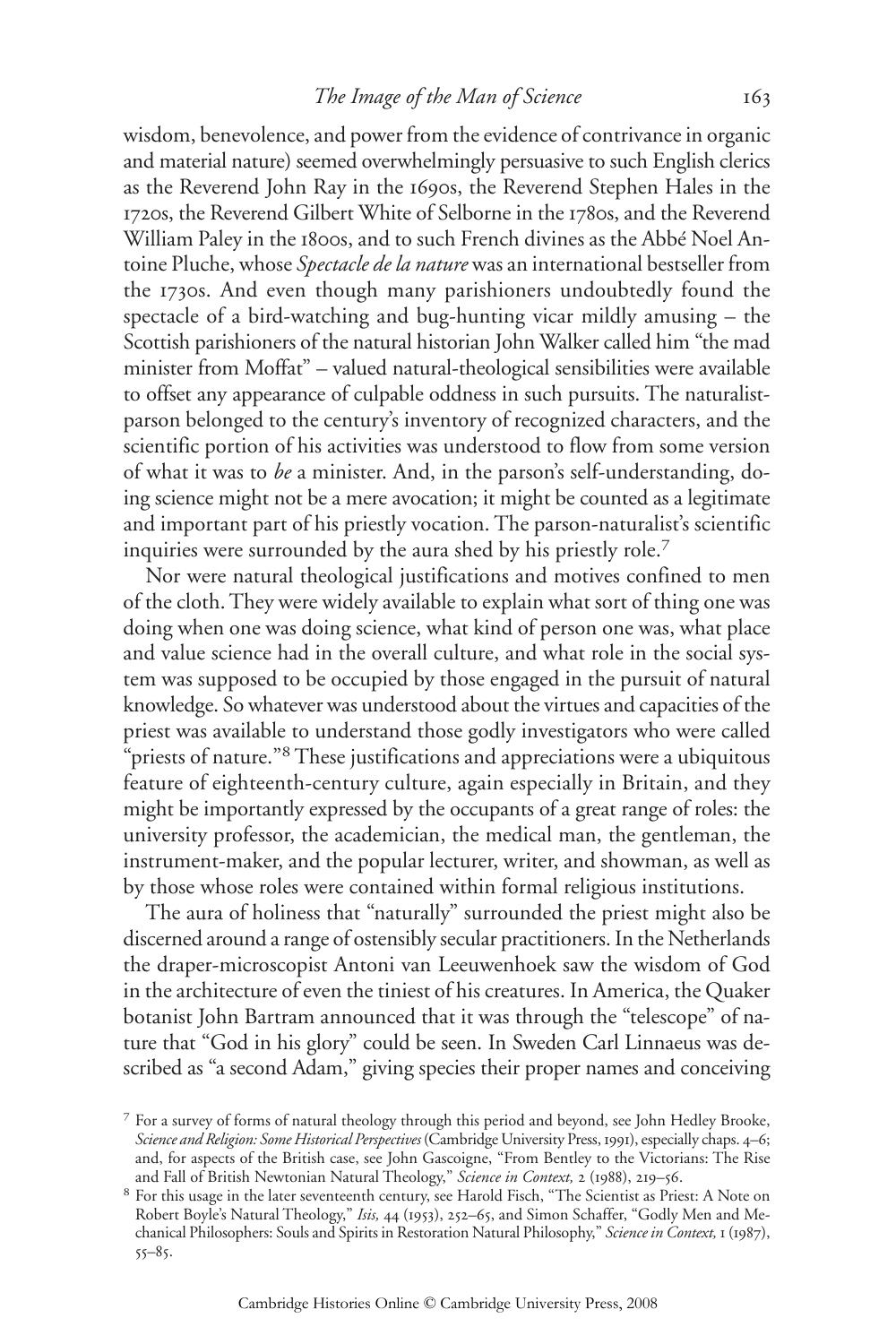wisdom, benevolence, and power from the evidence of contrivance in organic and material nature) seemed overwhelmingly persuasive to such English clerics as the Reverend John Ray in the 1690s, the Reverend Stephen Hales in the 1720s, the Reverend Gilbert White of Selborne in the 1780s, and the Reverend William Paley in the 1800s, and to such French divines as the Abbé Noel Antoine Pluche, whose *Spectacle de la nature* was an international bestseller from the 1730s. And even though many parishioners undoubtedly found the spectacle of a bird-watching and bug-hunting vicar mildly amusing – the Scottish parishioners of the natural historian John Walker called him "the mad minister from Moffat" – valued natural-theological sensibilities were available to offset any appearance of culpable oddness in such pursuits. The naturalist-parson belonged to the century's inventory of recognized characters, and the scientific portion of his activities was understood to flow from some version of what it was to *be* a minister. And, in the parson's self-understanding, doing science might not be a mere avocation; it might be counted as a legitimate and important part of his priestly vocation. The parson-naturalist's scientific inquiries were surrounded by the aura shed by his priestly role.[7]

Nor were natural theological justifications and motives confined to men of the cloth. They were widely available to explain what sort of thing one was doing when one was doing science, what kind of person one was, what place and value science had in the overall culture, and what role in the social system was supposed to be occupied by those engaged in the pursuit of natural knowledge. So whatever was understood about the virtues and capacities of the priest was available to understand those godly investigators who were called "priests of nature."[8] These justifications and appreciations were a ubiquitous feature of eighteenth-century culture, again especially in Britain, and they might be importantly expressed by the occupants of a great range of roles: the university professor, the academician, the medical man, the gentleman, the instrument-maker, and the popular lecturer, writer, and showman, as well as by those whose roles were contained within formal religious institutions.

The aura of holiness that "naturally" surrounded the priest might also be discerned around a range of ostensibly secular practitioners. In the Netherlands the draper-microscopist Antoni van Leeuwenhoek saw the wisdom of God in the architecture of even the tiniest of his creatures. In America, the Quaker botanist John Bartram announced that it was through the "telescope" of nature that "God in his glory" could be seen. In Sweden Carl Linnaeus was described as "a second Adam," giving species their proper names and conceiving

[7] For a survey of forms of natural theology through this period and beyond, see John Hedley Brooke, *Science and Religion: Some Historical Perspectives* (Cambridge University Press, 1991), especially chaps. 4–6; and, for aspects of the British case, see John Gascoigne, "From Bentley to the Victorians: The Rise and Fall of British Newtonian Natural Theology," *Science in Context,* 2 (1988), 219–56.

[8] For this usage in the later seventeenth century, see Harold Fisch, "The Scientist as Priest: A Note on Robert Boyle's Natural Theology," *Isis,* 44 (1953), 252–65, and Simon Schaffer, "Godly Men and Mechanical Philosophers: Souls and Spirits in Restoration Natural Philosophy," *Science in Context,* 1 (1987), 55–85.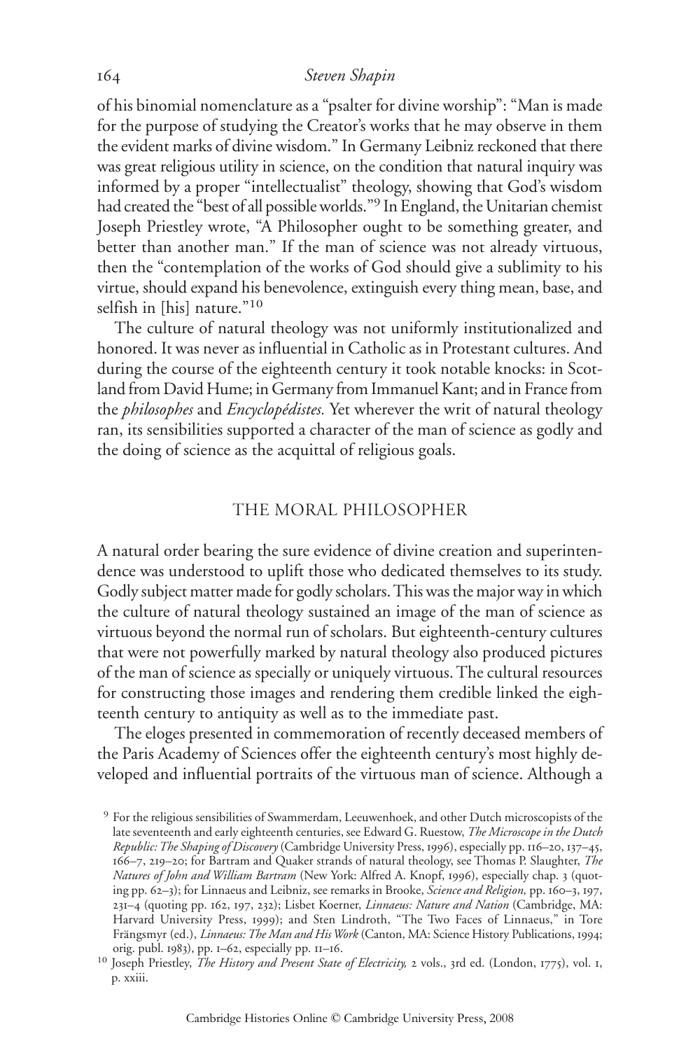of his binomial nomenclature as a "psalter for divine worship": "Man is made for the purpose of studying the Creator's works that he may observe in them the evident marks of divine wisdom." In Germany Leibniz reckoned that there was great religious utility in science, on the condition that natural inquiry was informed by a proper "intellectualist" theology, showing that God's wisdom had created the "best of all possible worlds."[9] In England, the Unitarian chemist Joseph Priestley wrote, "A Philosopher ought to be something greater, and better than another man." If the man of science was not already virtuous, then the "contemplation of the works of God should give a sublimity to his virtue, should expand his benevolence, extinguish every thing mean, base, and selfish in [his] nature."[10]

The culture of natural theology was not uniformly institutionalized and honored. It was never as influential in Catholic as in Protestant cultures. And during the course of the eighteenth century it took notable knocks: in Scotland from David Hume; in Germany from Immanuel Kant; and in France from the *philosophes* and *Encyclopédistes.* Yet wherever the writ of natural theology ran, its sensibilities supported a character of the man of science as godly and the doing of science as the acquittal of religious goals.

## THE MORAL PHILOSOPHER

A natural order bearing the sure evidence of divine creation and superintendence was understood to uplift those who dedicated themselves to its study. Godly subject matter made for godly scholars. This was the major way in which the culture of natural theology sustained an image of the man of science as virtuous beyond the normal run of scholars. But eighteenth-century cultures that were not powerfully marked by natural theology also produced pictures of the man of science as specially or uniquely virtuous. The cultural resources for constructing those images and rendering them credible linked the eighteenth century to antiquity as well as to the immediate past.

The eloges presented in commemoration of recently deceased members of the Paris Academy of Sciences offer the eighteenth century's most highly developed and influential portraits of the virtuous man of science. Although a

[9] For the religious sensibilities of Swammerdam, Leeuwenhoek, and other Dutch microscopists of the late seventeenth and early eighteenth centuries, see Edward G. Ruestow, *The Microscope in the Dutch Republic: The Shaping of Discovery* (Cambridge University Press, 1996), especially pp. 116–20, 137–45, 166–7, 219–20; for Bartram and Quaker strands of natural theology, see Thomas P. Slaughter, *The Natures of John and William Bartram* (New York: Alfred A. Knopf, 1996), especially chap. 3 (quoting pp. 62–3); for Linnaeus and Leibniz, see remarks in Brooke, *Science and Religion,* pp. 160–3, 197, 231–4 (quoting pp. 162, 197, 232); Lisbet Koerner, *Linnaeus: Nature and Nation* (Cambridge, MA: Harvard University Press, 1999); and Sten Lindroth, "The Two Faces of Linnaeus," in Tore Frängsmyr (ed.), *Linnaeus: The Man and His Work* (Canton, MA: Science History Publications, 1994; orig. publ. 1983), pp. 1–62, especially pp. 11–16.

[10] Joseph Priestley, *The History and Present State of Electricity,* 2 vols., 3rd ed. (London, 1775), vol. 1, p. xxiii.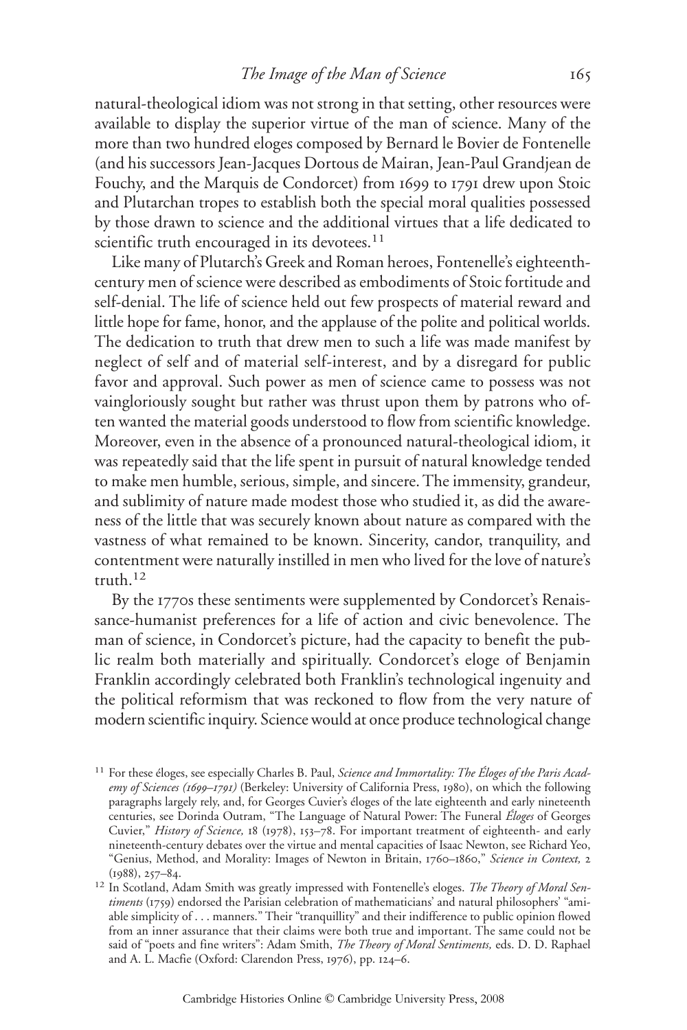natural-theological idiom was not strong in that setting, other resources were available to display the superior virtue of the man of science. Many of the more than two hundred eloges composed by Bernard le Bovier de Fontenelle (and his successors Jean-Jacques Dortous de Mairan, Jean-Paul Grandjean de Fouchy, and the Marquis de Condorcet) from 1699 to 1791 drew upon Stoic and Plutarchan tropes to establish both the special moral qualities possessed by those drawn to science and the additional virtues that a life dedicated to scientific truth encouraged in its devotees.[11]

Like many of Plutarch's Greek and Roman heroes, Fontenelle's eighteenth-century men of science were described as embodiments of Stoic fortitude and self-denial. The life of science held out few prospects of material reward and little hope for fame, honor, and the applause of the polite and political worlds. The dedication to truth that drew men to such a life was made manifest by neglect of self and of material self-interest, and by a disregard for public favor and approval. Such power as men of science came to possess was not vaingloriously sought but rather was thrust upon them by patrons who often wanted the material goods understood to flow from scientific knowledge. Moreover, even in the absence of a pronounced natural-theological idiom, it was repeatedly said that the life spent in pursuit of natural knowledge tended to make men humble, serious, simple, and sincere. The immensity, grandeur, and sublimity of nature made modest those who studied it, as did the awareness of the little that was securely known about nature as compared with the vastness of what remained to be known. Sincerity, candor, tranquility, and contentment were naturally instilled in men who lived for the love of nature's truth.[12]

By the 1770s these sentiments were supplemented by Condorcet's Renaissance-humanist preferences for a life of action and civic benevolence. The man of science, in Condorcet's picture, had the capacity to benefit the public realm both materially and spiritually. Condorcet's eloge of Benjamin Franklin accordingly celebrated both Franklin's technological ingenuity and the political reformism that was reckoned to flow from the very nature of modern scientific inquiry. Science would at once produce technological change

---

[11] For these éloges, see especially Charles B. Paul, *Science and Immortality: The Éloges of the Paris Academy of Sciences (1699–1791)* (Berkeley: University of California Press, 1980), on which the following paragraphs largely rely, and, for Georges Cuvier's éloges of the late eighteenth and early nineteenth centuries, see Dorinda Outram, "The Language of Natural Power: The Funeral *Éloges* of Georges Cuvier," *History of Science,* 18 (1978), 153–78. For important treatment of eighteenth- and early nineteenth-century debates over the virtue and mental capacities of Isaac Newton, see Richard Yeo, "Genius, Method, and Morality: Images of Newton in Britain, 1760–1860," *Science in Context,* 2 (1988), 257–84.

[12] In Scotland, Adam Smith was greatly impressed with Fontenelle's eloges. *The Theory of Moral Sentiments* (1759) endorsed the Parisian celebration of mathematicians' and natural philosophers' "amiable simplicity of . . . manners." Their "tranquillity" and their indifference to public opinion flowed from an inner assurance that their claims were both true and important. The same could not be said of "poets and fine writers": Adam Smith, *The Theory of Moral Sentiments,* eds. D. D. Raphael and A. L. Macfie (Oxford: Clarendon Press, 1976), pp. 124–6.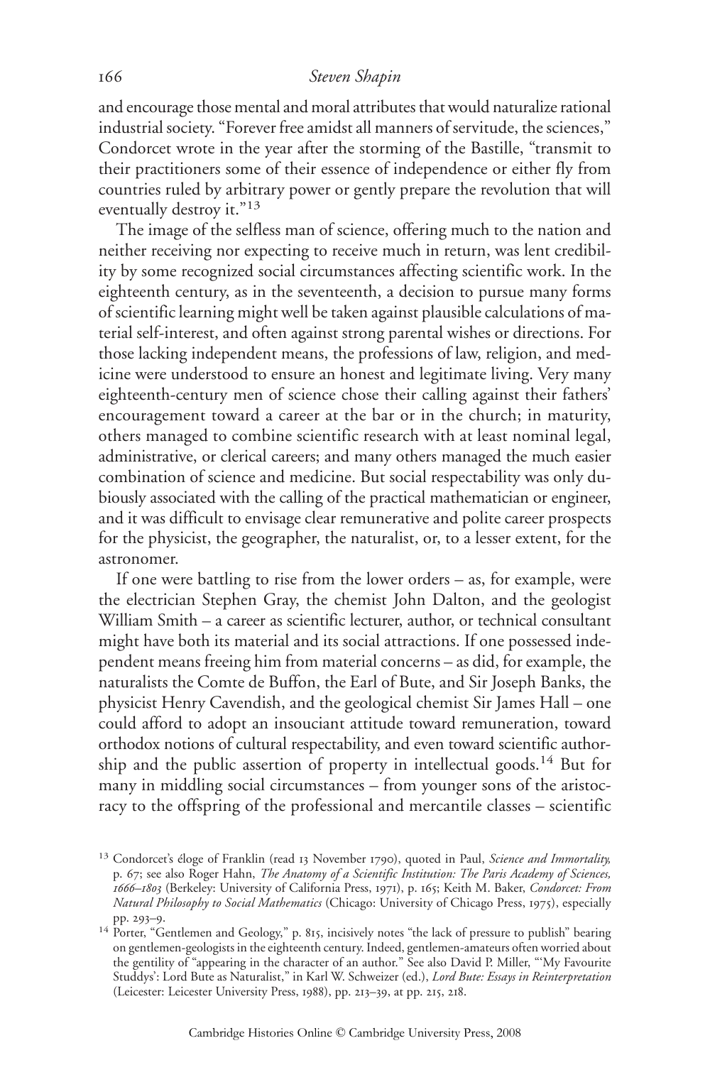and encourage those mental and moral attributes that would naturalize rational industrial society. "Forever free amidst all manners of servitude, the sciences," Condorcet wrote in the year after the storming of the Bastille, "transmit to their practitioners some of their essence of independence or either fly from countries ruled by arbitrary power or gently prepare the revolution that will eventually destroy it."[13]

The image of the selfless man of science, offering much to the nation and neither receiving nor expecting to receive much in return, was lent credibility by some recognized social circumstances affecting scientific work. In the eighteenth century, as in the seventeenth, a decision to pursue many forms of scientific learning might well be taken against plausible calculations of material self-interest, and often against strong parental wishes or directions. For those lacking independent means, the professions of law, religion, and medicine were understood to ensure an honest and legitimate living. Very many eighteenth-century men of science chose their calling against their fathers' encouragement toward a career at the bar or in the church; in maturity, others managed to combine scientific research with at least nominal legal, administrative, or clerical careers; and many others managed the much easier combination of science and medicine. But social respectability was only dubiously associated with the calling of the practical mathematician or engineer, and it was difficult to envisage clear remunerative and polite career prospects for the physicist, the geographer, the naturalist, or, to a lesser extent, for the astronomer.

If one were battling to rise from the lower orders – as, for example, were the electrician Stephen Gray, the chemist John Dalton, and the geologist William Smith – a career as scientific lecturer, author, or technical consultant might have both its material and its social attractions. If one possessed independent means freeing him from material concerns – as did, for example, the naturalists the Comte de Buffon, the Earl of Bute, and Sir Joseph Banks, the physicist Henry Cavendish, and the geological chemist Sir James Hall – one could afford to adopt an insouciant attitude toward remuneration, toward orthodox notions of cultural respectability, and even toward scientific authorship and the public assertion of property in intellectual goods.[14] But for many in middling social circumstances – from younger sons of the aristocracy to the offspring of the professional and mercantile classes – scientific

---

[13] Condorcet's éloge of Franklin (read 13 November 1790), quoted in Paul, *Science and Immortality,* p. 67; see also Roger Hahn, *The Anatomy of a Scientific Institution: The Paris Academy of Sciences, 1666–1803* (Berkeley: University of California Press, 1971), p. 165; Keith M. Baker, *Condorcet: From Natural Philosophy to Social Mathematics* (Chicago: University of Chicago Press, 1975), especially pp. 293–9.

[14] Porter, "Gentlemen and Geology," p. 815, incisively notes "the lack of pressure to publish" bearing on gentlemen-geologists in the eighteenth century. Indeed, gentlemen-amateurs often worried about the gentility of "appearing in the character of an author." See also David P. Miller, "'My Favourite Studdys': Lord Bute as Naturalist," in Karl W. Schweizer (ed.), *Lord Bute: Essays in Reinterpretation* (Leicester: Leicester University Press, 1988), pp. 213–39, at pp. 215, 218.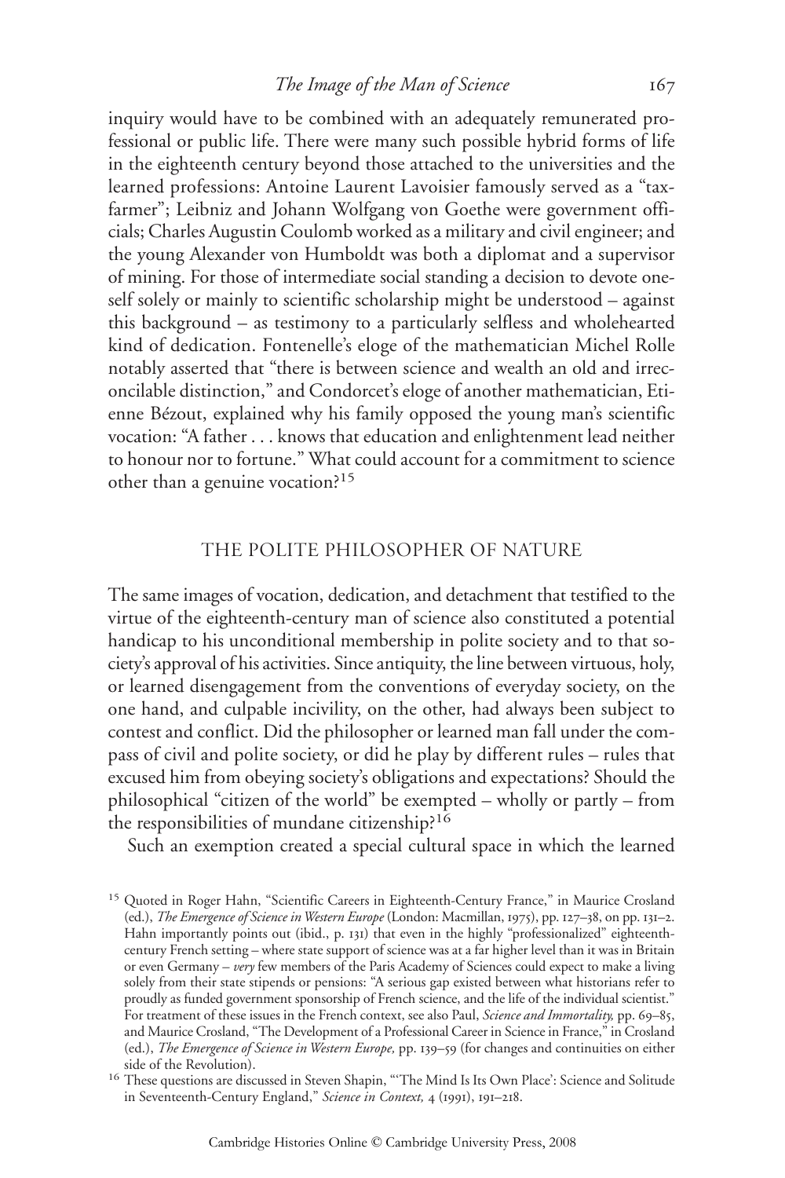inquiry would have to be combined with an adequately remunerated professional or public life. There were many such possible hybrid forms of life in the eighteenth century beyond those attached to the universities and the learned professions: Antoine Laurent Lavoisier famously served as a "tax-farmer"; Leibniz and Johann Wolfgang von Goethe were government officials; Charles Augustin Coulomb worked as a military and civil engineer; and the young Alexander von Humboldt was both a diplomat and a supervisor of mining. For those of intermediate social standing a decision to devote oneself solely or mainly to scientific scholarship might be understood – against this background – as testimony to a particularly selfless and wholehearted kind of dedication. Fontenelle's eloge of the mathematician Michel Rolle notably asserted that "there is between science and wealth an old and irreconcilable distinction," and Condorcet's eloge of another mathematician, Etienne Bézout, explained why his family opposed the young man's scientific vocation: "A father . . . knows that education and enlightenment lead neither to honour nor to fortune." What could account for a commitment to science other than a genuine vocation?[15]

## THE POLITE PHILOSOPHER OF NATURE

The same images of vocation, dedication, and detachment that testified to the virtue of the eighteenth-century man of science also constituted a potential handicap to his unconditional membership in polite society and to that society's approval of his activities. Since antiquity, the line between virtuous, holy, or learned disengagement from the conventions of everyday society, on the one hand, and culpable incivility, on the other, had always been subject to contest and conflict. Did the philosopher or learned man fall under the compass of civil and polite society, or did he play by different rules – rules that excused him from obeying society's obligations and expectations? Should the philosophical "citizen of the world" be exempted – wholly or partly – from the responsibilities of mundane citizenship?[16]

Such an exemption created a special cultural space in which the learned

---

[15] Quoted in Roger Hahn, "Scientific Careers in Eighteenth-Century France," in Maurice Crosland (ed.), *The Emergence of Science in Western Europe* (London: Macmillan, 1975), pp. 127–38, on pp. 131–2. Hahn importantly points out (ibid., p. 131) that even in the highly "professionalized" eighteenth-century French setting – where state support of science was at a far higher level than it was in Britain or even Germany – *very* few members of the Paris Academy of Sciences could expect to make a living solely from their state stipends or pensions: "A serious gap existed between what historians refer to proudly as funded government sponsorship of French science, and the life of the individual scientist." For treatment of these issues in the French context, see also Paul, *Science and Immortality,* pp. 69–85, and Maurice Crosland, "The Development of a Professional Career in Science in France," in Crosland (ed.), *The Emergence of Science in Western Europe,* pp. 139–59 (for changes and continuities on either side of the Revolution).

[16] These questions are discussed in Steven Shapin, "'The Mind Is Its Own Place': Science and Solitude in Seventeenth-Century England," *Science in Context,* 4 (1991), 191–218.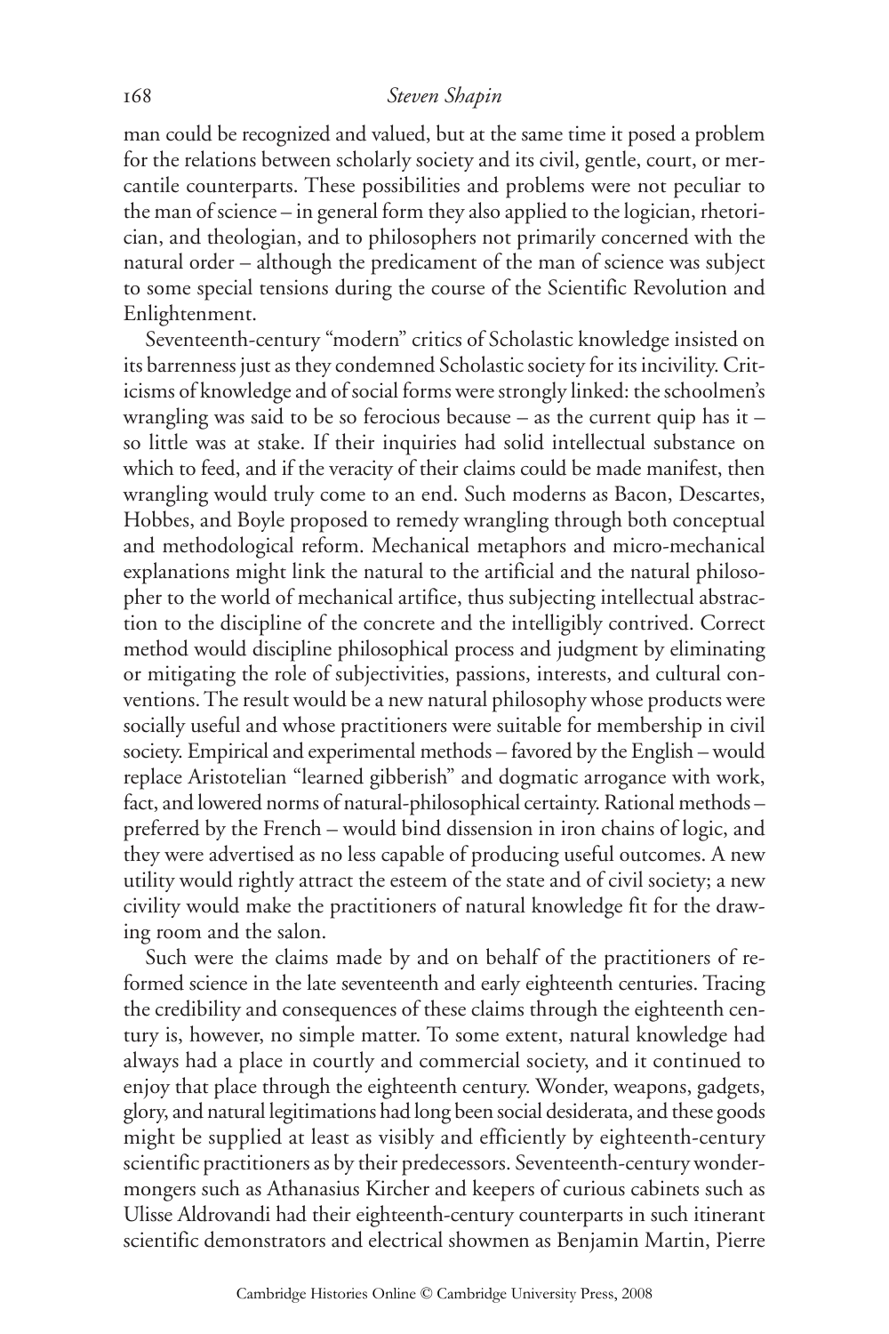man could be recognized and valued, but at the same time it posed a problem for the relations between scholarly society and its civil, gentle, court, or mercantile counterparts. These possibilities and problems were not peculiar to the man of science – in general form they also applied to the logician, rhetorician, and theologian, and to philosophers not primarily concerned with the natural order – although the predicament of the man of science was subject to some special tensions during the course of the Scientific Revolution and Enlightenment.

Seventeenth-century "modern" critics of Scholastic knowledge insisted on its barrenness just as they condemned Scholastic society for its incivility. Criticisms of knowledge and of social forms were strongly linked: the schoolmen's wrangling was said to be so ferocious because – as the current quip has it – so little was at stake. If their inquiries had solid intellectual substance on which to feed, and if the veracity of their claims could be made manifest, then wrangling would truly come to an end. Such moderns as Bacon, Descartes, Hobbes, and Boyle proposed to remedy wrangling through both conceptual and methodological reform. Mechanical metaphors and micro-mechanical explanations might link the natural to the artificial and the natural philosopher to the world of mechanical artifice, thus subjecting intellectual abstraction to the discipline of the concrete and the intelligibly contrived. Correct method would discipline philosophical process and judgment by eliminating or mitigating the role of subjectivities, passions, interests, and cultural conventions. The result would be a new natural philosophy whose products were socially useful and whose practitioners were suitable for membership in civil society. Empirical and experimental methods – favored by the English – would replace Aristotelian "learned gibberish" and dogmatic arrogance with work, fact, and lowered norms of natural-philosophical certainty. Rational methods – preferred by the French – would bind dissension in iron chains of logic, and they were advertised as no less capable of producing useful outcomes. A new utility would rightly attract the esteem of the state and of civil society; a new civility would make the practitioners of natural knowledge fit for the drawing room and the salon.

Such were the claims made by and on behalf of the practitioners of reformed science in the late seventeenth and early eighteenth centuries. Tracing the credibility and consequences of these claims through the eighteenth century is, however, no simple matter. To some extent, natural knowledge had always had a place in courtly and commercial society, and it continued to enjoy that place through the eighteenth century. Wonder, weapons, gadgets, glory, and natural legitimations had long been social desiderata, and these goods might be supplied at least as visibly and efficiently by eighteenth-century scientific practitioners as by their predecessors. Seventeenth-century wondermongers such as Athanasius Kircher and keepers of curious cabinets such as Ulisse Aldrovandi had their eighteenth-century counterparts in such itinerant scientific demonstrators and electrical showmen as Benjamin Martin, Pierre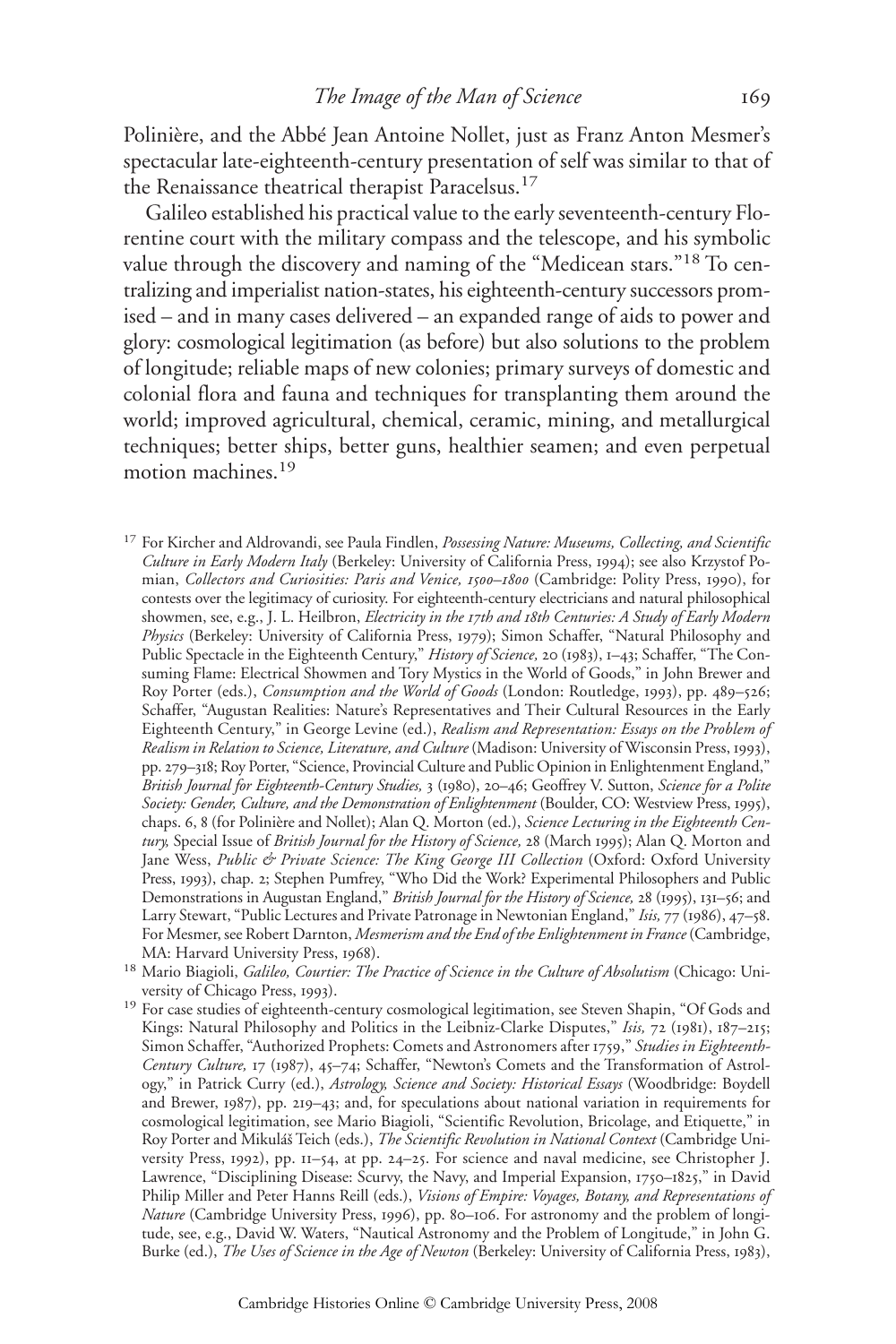Polinière, and the Abbé Jean Antoine Nollet, just as Franz Anton Mesmer's spectacular late-eighteenth-century presentation of self was similar to that of the Renaissance theatrical therapist Paracelsus.[17]

Galileo established his practical value to the early seventeenth-century Florentine court with the military compass and the telescope, and his symbolic value through the discovery and naming of the "Medicean stars."[18] To centralizing and imperialist nation-states, his eighteenth-century successors promised – and in many cases delivered – an expanded range of aids to power and glory: cosmological legitimation (as before) but also solutions to the problem of longitude; reliable maps of new colonies; primary surveys of domestic and colonial flora and fauna and techniques for transplanting them around the world; improved agricultural, chemical, ceramic, mining, and metallurgical techniques; better ships, better guns, healthier seamen; and even perpetual motion machines.[19]

[17] For Kircher and Aldrovandi, see Paula Findlen, *Possessing Nature: Museums, Collecting, and Scientific Culture in Early Modern Italy* (Berkeley: University of California Press, 1994); see also Krzystof Pomian, *Collectors and Curiosities: Paris and Venice, 1500–1800* (Cambridge: Polity Press, 1990), for contests over the legitimacy of curiosity. For eighteenth-century electricians and natural philosophical showmen, see, e.g., J. L. Heilbron, *Electricity in the 17th and 18th Centuries: A Study of Early Modern Physics* (Berkeley: University of California Press, 1979); Simon Schaffer, "Natural Philosophy and Public Spectacle in the Eighteenth Century," *History of Science,* 20 (1983), 1–43; Schaffer, "The Consuming Flame: Electrical Showmen and Tory Mystics in the World of Goods," in John Brewer and Roy Porter (eds.), *Consumption and the World of Goods* (London: Routledge, 1993), pp. 489–526; Schaffer, "Augustan Realities: Nature's Representatives and Their Cultural Resources in the Early Eighteenth Century," in George Levine (ed.), *Realism and Representation: Essays on the Problem of Realism in Relation to Science, Literature, and Culture* (Madison: University of Wisconsin Press, 1993), pp. 279–318; Roy Porter, "Science, Provincial Culture and Public Opinion in Enlightenment England," *British Journal for Eighteenth-Century Studies,* 3 (1980), 20–46; Geoffrey V. Sutton, *Science for a Polite Society: Gender, Culture, and the Demonstration of Enlightenment* (Boulder, CO: Westview Press, 1995), chaps. 6, 8 (for Polinière and Nollet); Alan Q. Morton (ed.), *Science Lecturing in the Eighteenth Century,* Special Issue of *British Journal for the History of Science,* 28 (March 1995); Alan Q. Morton and Jane Wess, *Public & Private Science: The King George III Collection* (Oxford: Oxford University Press, 1993), chap. 2; Stephen Pumfrey, "Who Did the Work? Experimental Philosophers and Public Demonstrations in Augustan England," *British Journal for the History of Science,* 28 (1995), 131–56; and Larry Stewart, "Public Lectures and Private Patronage in Newtonian England," *Isis,* 77 (1986), 47–58. For Mesmer, see Robert Darnton, *Mesmerism and the End of the Enlightenment in France* (Cambridge, MA: Harvard University Press, 1968).

[18] Mario Biagioli, *Galileo, Courtier: The Practice of Science in the Culture of Absolutism* (Chicago: University of Chicago Press, 1993).

[19] For case studies of eighteenth-century cosmological legitimation, see Steven Shapin, "Of Gods and Kings: Natural Philosophy and Politics in the Leibniz-Clarke Disputes," *Isis,* 72 (1981), 187–215; Simon Schaffer, "Authorized Prophets: Comets and Astronomers after 1759," *Studies in Eighteenth-Century Culture,* 17 (1987), 45–74; Schaffer, "Newton's Comets and the Transformation of Astrology," in Patrick Curry (ed.), *Astrology, Science and Society: Historical Essays* (Woodbridge: Boydell and Brewer, 1987), pp. 219–43; and, for speculations about national variation in requirements for cosmological legitimation, see Mario Biagioli, "Scientific Revolution, Bricolage, and Etiquette," in Roy Porter and Mikuláš Teich (eds.), *The Scientific Revolution in National Context* (Cambridge University Press, 1992), pp. 11–54, at pp. 24–25. For science and naval medicine, see Christopher J. Lawrence, "Disciplining Disease: Scurvy, the Navy, and Imperial Expansion, 1750–1825," in David Philip Miller and Peter Hanns Reill (eds.), *Visions of Empire: Voyages, Botany, and Representations of Nature* (Cambridge University Press, 1996), pp. 80–106. For astronomy and the problem of longitude, see, e.g., David W. Waters, "Nautical Astronomy and the Problem of Longitude," in John G. Burke (ed.), *The Uses of Science in the Age of Newton* (Berkeley: University of California Press, 1983),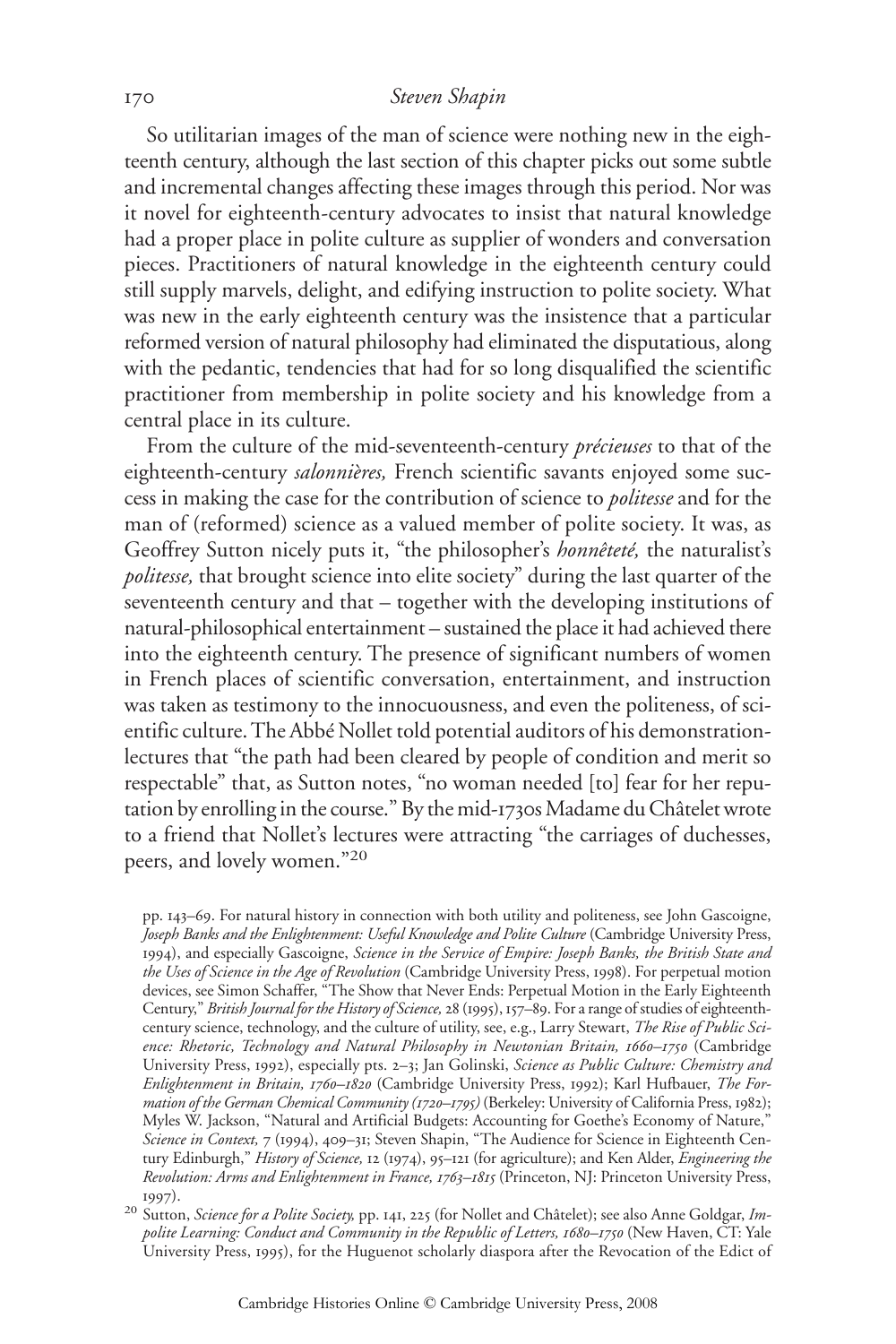So utilitarian images of the man of science were nothing new in the eighteenth century, although the last section of this chapter picks out some subtle and incremental changes affecting these images through this period. Nor was it novel for eighteenth-century advocates to insist that natural knowledge had a proper place in polite culture as supplier of wonders and conversation pieces. Practitioners of natural knowledge in the eighteenth century could still supply marvels, delight, and edifying instruction to polite society. What was new in the early eighteenth century was the insistence that a particular reformed version of natural philosophy had eliminated the disputatious, along with the pedantic, tendencies that had for so long disqualified the scientific practitioner from membership in polite society and his knowledge from a central place in its culture.

From the culture of the mid-seventeenth-century *précieuses* to that of the eighteenth-century *salonnières,* French scientific savants enjoyed some success in making the case for the contribution of science to *politesse* and for the man of (reformed) science as a valued member of polite society. It was, as Geoffrey Sutton nicely puts it, "the philosopher's *honnêteté,* the naturalist's *politesse,* that brought science into elite society" during the last quarter of the seventeenth century and that – together with the developing institutions of natural-philosophical entertainment – sustained the place it had achieved there into the eighteenth century. The presence of significant numbers of women in French places of scientific conversation, entertainment, and instruction was taken as testimony to the innocuousness, and even the politeness, of scientific culture. The Abbé Nollet told potential auditors of his demonstration-lectures that "the path had been cleared by people of condition and merit so respectable" that, as Sutton notes, "no woman needed [to] fear for her reputation by enrolling in the course." By the mid-1730s Madame du Châtelet wrote to a friend that Nollet's lectures were attracting "the carriages of duchesses, peers, and lovely women."[20]

pp. 143–69. For natural history in connection with both utility and politeness, see John Gascoigne, *Joseph Banks and the Enlightenment: Useful Knowledge and Polite Culture* (Cambridge University Press, 1994), and especially Gascoigne, *Science in the Service of Empire: Joseph Banks, the British State and the Uses of Science in the Age of Revolution* (Cambridge University Press, 1998). For perpetual motion devices, see Simon Schaffer, "The Show that Never Ends: Perpetual Motion in the Early Eighteenth Century," *British Journal for the History of Science,* 28 (1995), 157–89. For a range of studies of eighteenth-century science, technology, and the culture of utility, see, e.g., Larry Stewart, *The Rise of Public Science: Rhetoric, Technology and Natural Philosophy in Newtonian Britain, 1660–1750* (Cambridge University Press, 1992), especially pts. 2–3; Jan Golinski, *Science as Public Culture: Chemistry and Enlightenment in Britain, 1760–1820* (Cambridge University Press, 1992); Karl Hufbauer, *The Formation of the German Chemical Community (1720–1795)* (Berkeley: University of California Press, 1982); Myles W. Jackson, "Natural and Artificial Budgets: Accounting for Goethe's Economy of Nature," *Science in Context,* 7 (1994), 409–31; Steven Shapin, "The Audience for Science in Eighteenth Century Edinburgh," *History of Science,* 12 (1974), 95–121 (for agriculture); and Ken Alder, *Engineering the Revolution: Arms and Enlightenment in France, 1763–1815* (Princeton, NJ: Princeton University Press, 1997).

[20] Sutton, *Science for a Polite Society,* pp. 141, 225 (for Nollet and Châtelet); see also Anne Goldgar, *Impolite Learning: Conduct and Community in the Republic of Letters, 1680–1750* (New Haven, CT: Yale University Press, 1995), for the Huguenot scholarly diaspora after the Revocation of the Edict of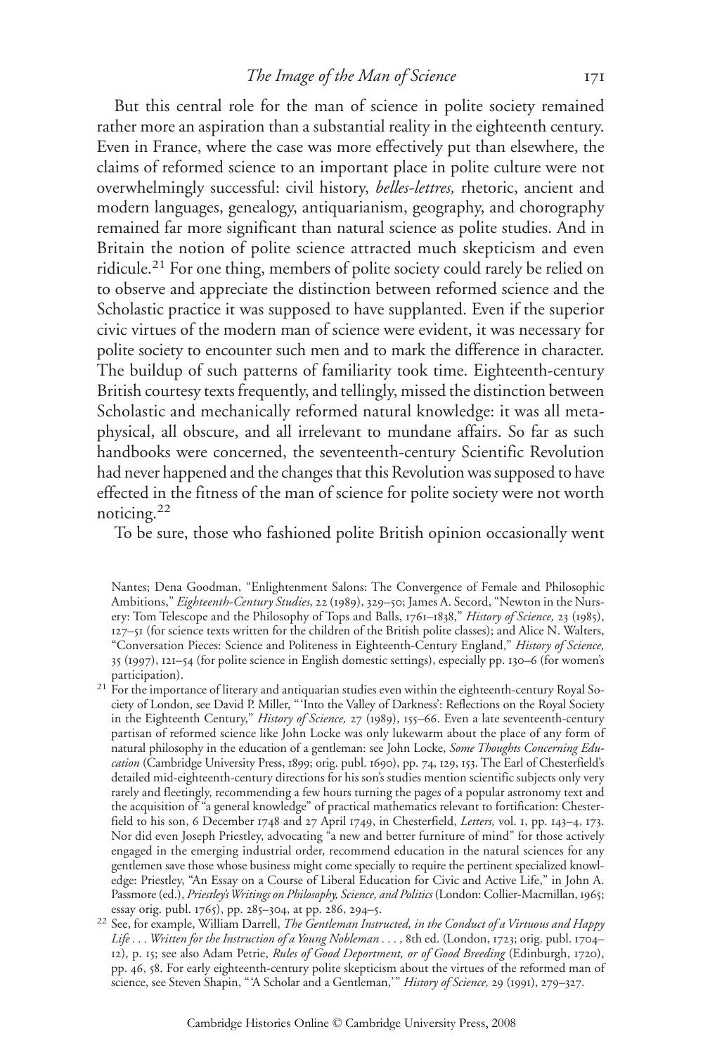But this central role for the man of science in polite society remained rather more an aspiration than a substantial reality in the eighteenth century. Even in France, where the case was more effectively put than elsewhere, the claims of reformed science to an important place in polite culture were not overwhelmingly successful: civil history, *belles-lettres,* rhetoric, ancient and modern languages, genealogy, antiquarianism, geography, and chorography remained far more significant than natural science as polite studies. And in Britain the notion of polite science attracted much skepticism and even ridicule.[21] For one thing, members of polite society could rarely be relied on to observe and appreciate the distinction between reformed science and the Scholastic practice it was supposed to have supplanted. Even if the superior civic virtues of the modern man of science were evident, it was necessary for polite society to encounter such men and to mark the difference in character. The buildup of such patterns of familiarity took time. Eighteenth-century British courtesy texts frequently, and tellingly, missed the distinction between Scholastic and mechanically reformed natural knowledge: it was all metaphysical, all obscure, and all irrelevant to mundane affairs. So far as such handbooks were concerned, the seventeenth-century Scientific Revolution had never happened and the changes that this Revolution was supposed to have effected in the fitness of the man of science for polite society were not worth noticing.[22]

To be sure, those who fashioned polite British opinion occasionally went

Nantes; Dena Goodman, "Enlightenment Salons: The Convergence of Female and Philosophic Ambitions," *Eighteenth-Century Studies,* 22 (1989), 329–50; James A. Secord, "Newton in the Nursery: Tom Telescope and the Philosophy of Tops and Balls, 1761–1838," *History of Science,* 23 (1985), 127–51 (for science texts written for the children of the British polite classes); and Alice N. Walters, "Conversation Pieces: Science and Politeness in Eighteenth-Century England," *History of Science,* 35 (1997), 121–54 (for polite science in English domestic settings), especially pp. 130–6 (for women's participation).

[21] For the importance of literary and antiquarian studies even within the eighteenth-century Royal Society of London, see David P. Miller, "'Into the Valley of Darkness': Reflections on the Royal Society in the Eighteenth Century," *History of Science,* 27 (1989), 155–66. Even a late seventeenth-century partisan of reformed science like John Locke was only lukewarm about the place of any form of natural philosophy in the education of a gentleman: see John Locke, *Some Thoughts Concerning Education* (Cambridge University Press, 1899; orig. publ. 1690), pp. 74, 129, 153. The Earl of Chesterfield's detailed mid-eighteenth-century directions for his son's studies mention scientific subjects only very rarely and fleetingly, recommending a few hours turning the pages of a popular astronomy text and the acquisition of "a general knowledge" of practical mathematics relevant to fortification: Chesterfield to his son, 6 December 1748 and 27 April 1749, in Chesterfield, *Letters,* vol. 1, pp. 143–4, 173. Nor did even Joseph Priestley, advocating "a new and better furniture of mind" for those actively engaged in the emerging industrial order, recommend education in the natural sciences for any gentlemen save those whose business might come specially to require the pertinent specialized knowledge: Priestley, "An Essay on a Course of Liberal Education for Civic and Active Life," in John A. Passmore (ed.), *Priestley's Writings on Philosophy, Science, and Politics* (London: Collier-Macmillan, 1965; essay orig. publ. 1765), pp. 285–304, at pp. 286, 294–5.

[22] See, for example, William Darrell, *The Gentleman Instructed, in the Conduct of a Virtuous and Happy Life . . . Written for the Instruction of a Young Nobleman . . . ,* 8th ed. (London, 1723; orig. publ. 1704–12), p. 15; see also Adam Petrie, *Rules of Good Deportment, or of Good Breeding* (Edinburgh, 1720), pp. 46, 58. For early eighteenth-century polite skepticism about the virtues of the reformed man of science, see Steven Shapin, "'A Scholar and a Gentleman,'" *History of Science,* 29 (1991), 279–327.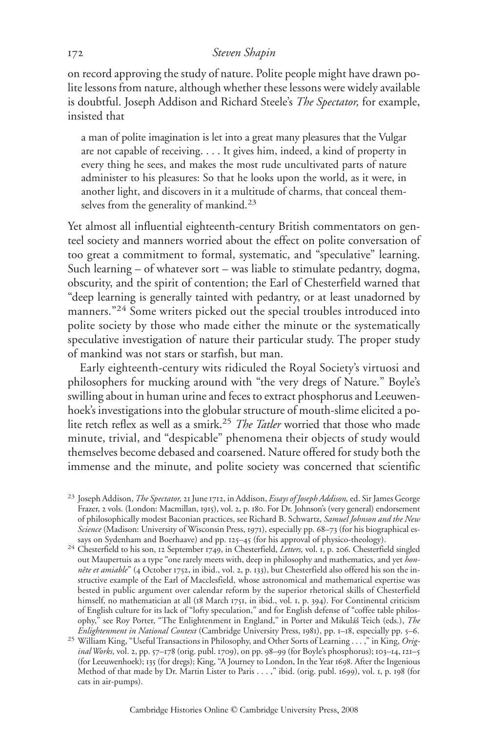on record approving the study of nature. Polite people might have drawn polite lessons from nature, although whether these lessons were widely available is doubtful. Joseph Addison and Richard Steele's *The Spectator,* for example, insisted that

> a man of polite imagination is let into a great many pleasures that the Vulgar are not capable of receiving. . . . It gives him, indeed, a kind of property in every thing he sees, and makes the most rude uncultivated parts of nature administer to his pleasures: So that he looks upon the world, as it were, in another light, and discovers in it a multitude of charms, that conceal themselves from the generality of mankind.[23]

Yet almost all influential eighteenth-century British commentators on genteel society and manners worried about the effect on polite conversation of too great a commitment to formal, systematic, and "speculative" learning. Such learning – of whatever sort – was liable to stimulate pedantry, dogma, obscurity, and the spirit of contention; the Earl of Chesterfield warned that "deep learning is generally tainted with pedantry, or at least unadorned by manners."[24] Some writers picked out the special troubles introduced into polite society by those who made either the minute or the systematically speculative investigation of nature their particular study. The proper study of mankind was not stars or starfish, but man.

Early eighteenth-century wits ridiculed the Royal Society's virtuosi and philosophers for mucking around with "the very dregs of Nature." Boyle's swilling about in human urine and feces to extract phosphorus and Leeuwenhoek's investigations into the globular structure of mouth-slime elicited a polite retch reflex as well as a smirk.[25] *The Tatler* worried that those who made minute, trivial, and "despicable" phenomena their objects of study would themselves become debased and coarsened. Nature offered for study both the immense and the minute, and polite society was concerned that scientific

---

[23] Joseph Addison, *The Spectator,* 21 June 1712, in Addison, *Essays of Joseph Addison,* ed. Sir James George Frazer, 2 vols. (London: Macmillan, 1915), vol. 2, p. 180. For Dr. Johnson's (very general) endorsement of philosophically modest Baconian practices, see Richard B. Schwartz, *Samuel Johnson and the New Science* (Madison: University of Wisconsin Press, 1971), especially pp. 68–73 (for his biographical essays on Sydenham and Boerhaave) and pp. 125–45 (for his approval of physico-theology).

[24] Chesterfield to his son, 12 September 1749, in Chesterfield, *Letters,* vol. 1, p. 206. Chesterfield singled out Maupertuis as a type "one rarely meets with, deep in philosophy and mathematics, and yet *honnête et amiable*" (4 October 1752, in ibid., vol. 2, p. 133), but Chesterfield also offered his son the instructive example of the Earl of Macclesfield, whose astronomical and mathematical expertise was bested in public argument over calendar reform by the superior rhetorical skills of Chesterfield himself, no mathematician at all (18 March 1751, in ibid., vol. 1, p. 394). For Continental criticism of English culture for its lack of "lofty speculation," and for English defense of "coffee table philosophy," see Roy Porter, "The Enlightenment in England," in Porter and Mikuláš Teich (eds.), *The Enlightenment in National Context* (Cambridge University Press, 1981), pp. 1–18, especially pp. 5–6.

[25] William King, "Useful Transactions in Philosophy, and Other Sorts of Learning . . . ," in King, *Original Works,* vol. 2, pp. 57–178 (orig. publ. 1709), on pp. 98–99 (for Boyle's phosphorus); 103–14, 121–5 (for Leeuwenhoek); 135 (for dregs); King, "A Journey to London, In the Year 1698. After the Ingenious Method of that made by Dr. Martin Lister to Paris . . . ," ibid. (orig. publ. 1699), vol. 1, p. 198 (for cats in air-pumps).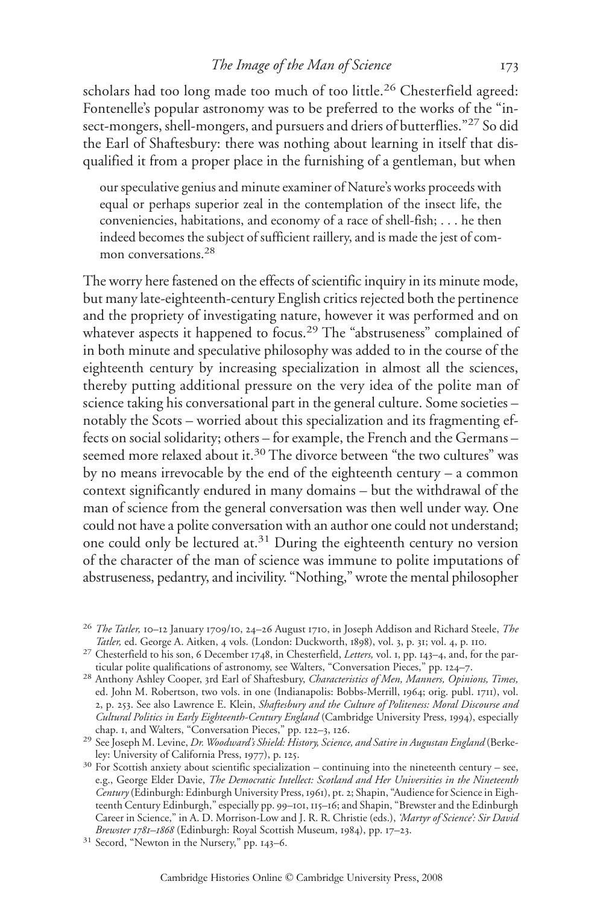scholars had too long made too much of too little.[26] Chesterfield agreed: Fontenelle's popular astronomy was to be preferred to the works of the "insect-mongers, shell-mongers, and pursuers and driers of butterflies."[27] So did the Earl of Shaftesbury: there was nothing about learning in itself that disqualified it from a proper place in the furnishing of a gentleman, but when

> our speculative genius and minute examiner of Nature's works proceeds with equal or perhaps superior zeal in the contemplation of the insect life, the conveniencies, habitations, and economy of a race of shell-fish; . . . he then indeed becomes the subject of sufficient raillery, and is made the jest of common conversations.[28]

The worry here fastened on the effects of scientific inquiry in its minute mode, but many late-eighteenth-century English critics rejected both the pertinence and the propriety of investigating nature, however it was performed and on whatever aspects it happened to focus.[29] The "abstruseness" complained of in both minute and speculative philosophy was added to in the course of the eighteenth century by increasing specialization in almost all the sciences, thereby putting additional pressure on the very idea of the polite man of science taking his conversational part in the general culture. Some societies – notably the Scots – worried about this specialization and its fragmenting effects on social solidarity; others – for example, the French and the Germans – seemed more relaxed about it.[30] The divorce between "the two cultures" was by no means irrevocable by the end of the eighteenth century – a common context significantly endured in many domains – but the withdrawal of the man of science from the general conversation was then well under way. One could not have a polite conversation with an author one could not understand; one could only be lectured at.[31] During the eighteenth century no version of the character of the man of science was immune to polite imputations of abstruseness, pedantry, and incivility. "Nothing," wrote the mental philosopher

---

[26] *The Tatler,* 10–12 January 1709/10, 24–26 August 1710, in Joseph Addison and Richard Steele, *The Tatler,* ed. George A. Aitken, 4 vols. (London: Duckworth, 1898), vol. 3, p. 31; vol. 4, p. 110.

[27] Chesterfield to his son, 6 December 1748, in Chesterfield, *Letters,* vol. 1, pp. 143–4, and, for the particular polite qualifications of astronomy, see Walters, "Conversation Pieces," pp. 124–7.

[28] Anthony Ashley Cooper, 3rd Earl of Shaftesbury, *Characteristics of Men, Manners, Opinions, Times,* ed. John M. Robertson, two vols. in one (Indianapolis: Bobbs-Merrill, 1964; orig. publ. 1711), vol. 2, p. 253. See also Lawrence E. Klein, *Shaftesbury and the Culture of Politeness: Moral Discourse and Cultural Politics in Early Eighteenth-Century England* (Cambridge University Press, 1994), especially chap. 1, and Walters, "Conversation Pieces," pp. 122–3, 126.

[29] See Joseph M. Levine, *Dr. Woodward's Shield: History, Science, and Satire in Augustan England* (Berkeley: University of California Press, 1977), p. 125.

[30] For Scottish anxiety about scientific specialization – continuing into the nineteenth century – see, e.g., George Elder Davie, *The Democratic Intellect: Scotland and Her Universities in the Nineteenth Century* (Edinburgh: Edinburgh University Press, 1961), pt. 2; Shapin, "Audience for Science in Eighteenth Century Edinburgh," especially pp. 99–101, 115–16; and Shapin, "Brewster and the Edinburgh Career in Science," in A. D. Morrison-Low and J. R. R. Christie (eds.), *'Martyr of Science': Sir David Brewster 1781–1868* (Edinburgh: Royal Scottish Museum, 1984), pp. 17–23.

[31] Secord, "Newton in the Nursery," pp. 143–6.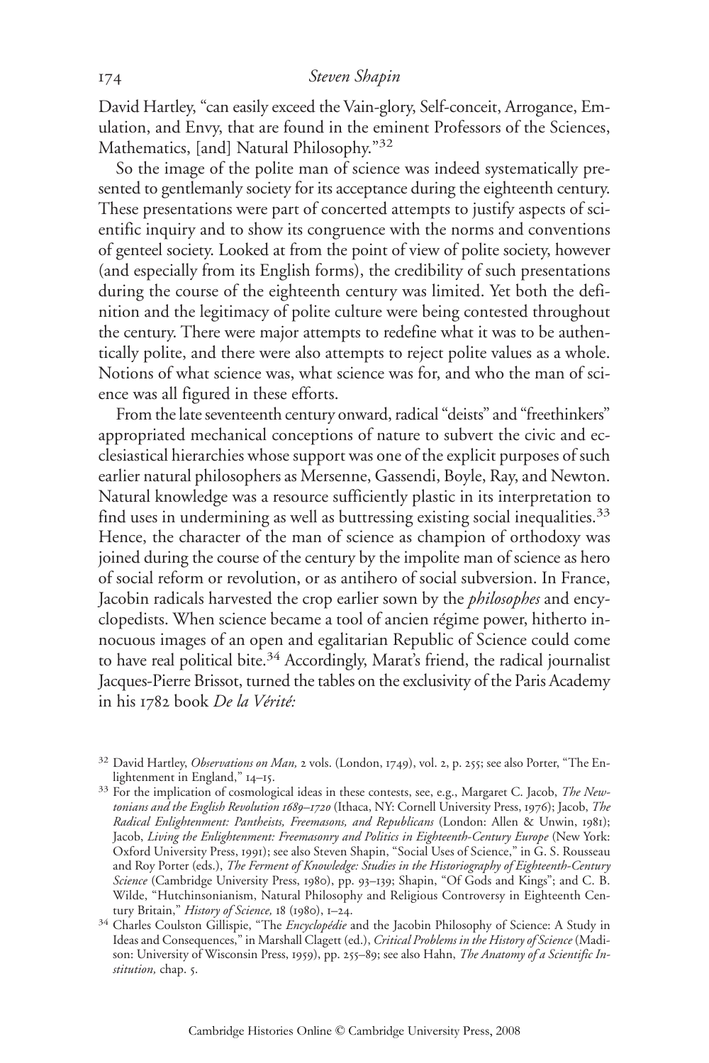David Hartley, "can easily exceed the Vain-glory, Self-conceit, Arrogance, Emulation, and Envy, that are found in the eminent Professors of the Sciences, Mathematics, [and] Natural Philosophy."[32]

So the image of the polite man of science was indeed systematically presented to gentlemanly society for its acceptance during the eighteenth century. These presentations were part of concerted attempts to justify aspects of scientific inquiry and to show its congruence with the norms and conventions of genteel society. Looked at from the point of view of polite society, however (and especially from its English forms), the credibility of such presentations during the course of the eighteenth century was limited. Yet both the definition and the legitimacy of polite culture were being contested throughout the century. There were major attempts to redefine what it was to be authentically polite, and there were also attempts to reject polite values as a whole. Notions of what science was, what science was for, and who the man of science was all figured in these efforts.

From the late seventeenth century onward, radical "deists" and "freethinkers" appropriated mechanical conceptions of nature to subvert the civic and ecclesiastical hierarchies whose support was one of the explicit purposes of such earlier natural philosophers as Mersenne, Gassendi, Boyle, Ray, and Newton. Natural knowledge was a resource sufficiently plastic in its interpretation to find uses in undermining as well as buttressing existing social inequalities.[33] Hence, the character of the man of science as champion of orthodoxy was joined during the course of the century by the impolite man of science as hero of social reform or revolution, or as antihero of social subversion. In France, Jacobin radicals harvested the crop earlier sown by the *philosophes* and encyclopedists. When science became a tool of ancien régime power, hitherto innocuous images of an open and egalitarian Republic of Science could come to have real political bite.[34] Accordingly, Marat's friend, the radical journalist Jacques-Pierre Brissot, turned the tables on the exclusivity of the Paris Academy in his 1782 book *De la Vérité:*

[32] David Hartley, *Observations on Man,* 2 vols. (London, 1749), vol. 2, p. 255; see also Porter, "The Enlightenment in England," 14–15.

[33] For the implication of cosmological ideas in these contests, see, e.g., Margaret C. Jacob, *The Newtonians and the English Revolution 1689–1720* (Ithaca, NY: Cornell University Press, 1976); Jacob, *The Radical Enlightenment: Pantheists, Freemasons, and Republicans* (London: Allen & Unwin, 1981); Jacob, *Living the Enlightenment: Freemasonry and Politics in Eighteenth-Century Europe* (New York: Oxford University Press, 1991); see also Steven Shapin, "Social Uses of Science," in G. S. Rousseau and Roy Porter (eds.), *The Ferment of Knowledge: Studies in the Historiography of Eighteenth-Century Science* (Cambridge University Press, 1980), pp. 93–139; Shapin, "Of Gods and Kings"; and C. B. Wilde, "Hutchinsonianism, Natural Philosophy and Religious Controversy in Eighteenth Century Britain," *History of Science,* 18 (1980), 1–24.

[34] Charles Coulston Gillispie, "The *Encyclopédie* and the Jacobin Philosophy of Science: A Study in Ideas and Consequences," in Marshall Clagett (ed.), *Critical Problems in the History of Science* (Madison: University of Wisconsin Press, 1959), pp. 255–89; see also Hahn, *The Anatomy of a Scientific Institution,* chap. 5.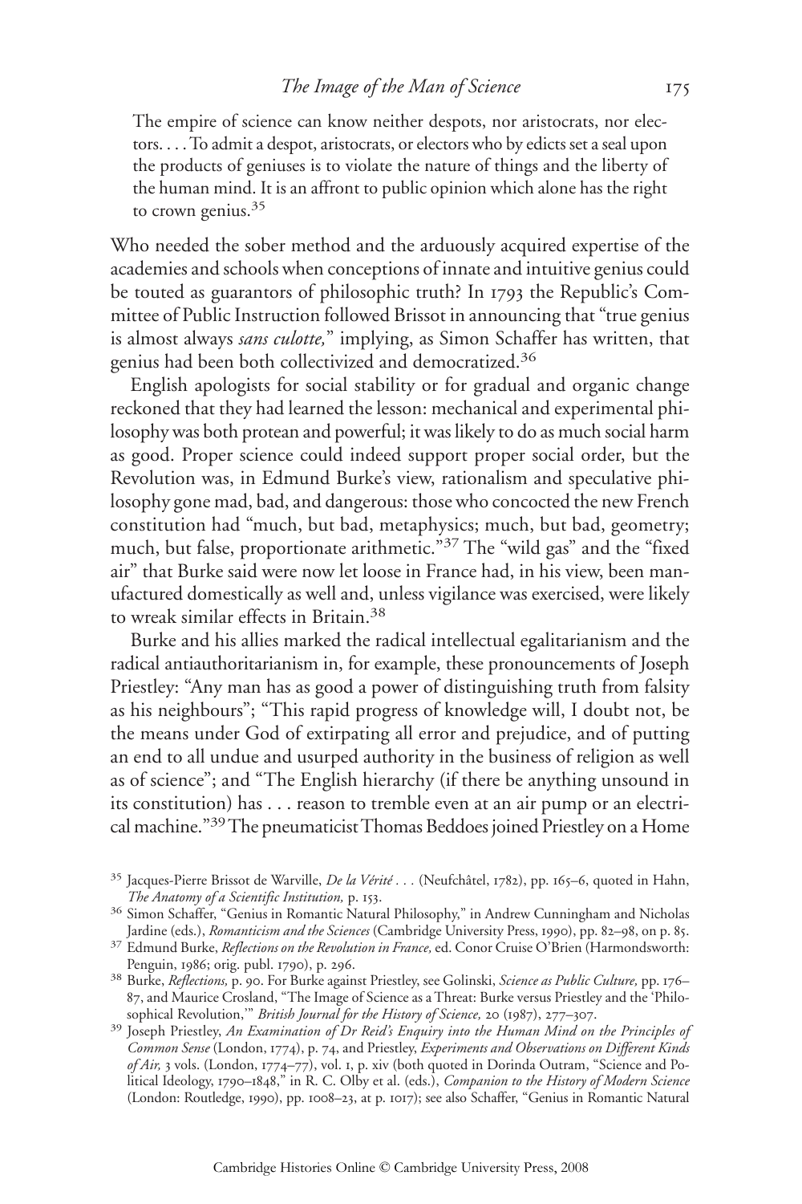> The empire of science can know neither despots, nor aristocrats, nor electors. . . . To admit a despot, aristocrats, or electors who by edicts set a seal upon the products of geniuses is to violate the nature of things and the liberty of the human mind. It is an affront to public opinion which alone has the right to crown genius.[35]

Who needed the sober method and the arduously acquired expertise of the academies and schools when conceptions of innate and intuitive genius could be touted as guarantors of philosophic truth? In 1793 the Republic's Committee of Public Instruction followed Brissot in announcing that "true genius is almost always *sans culotte,*" implying, as Simon Schaffer has written, that genius had been both collectivized and democratized.[36]

English apologists for social stability or for gradual and organic change reckoned that they had learned the lesson: mechanical and experimental philosophy was both protean and powerful; it was likely to do as much social harm as good. Proper science could indeed support proper social order, but the Revolution was, in Edmund Burke's view, rationalism and speculative philosophy gone mad, bad, and dangerous: those who concocted the new French constitution had "much, but bad, metaphysics; much, but bad, geometry; much, but false, proportionate arithmetic."[37] The "wild gas" and the "fixed air" that Burke said were now let loose in France had, in his view, been manufactured domestically as well and, unless vigilance was exercised, were likely to wreak similar effects in Britain.[38]

Burke and his allies marked the radical intellectual egalitarianism and the radical antiauthoritarianism in, for example, these pronouncements of Joseph Priestley: "Any man has as good a power of distinguishing truth from falsity as his neighbours"; "This rapid progress of knowledge will, I doubt not, be the means under God of extirpating all error and prejudice, and of putting an end to all undue and usurped authority in the business of religion as well as of science"; and "The English hierarchy (if there be anything unsound in its constitution) has . . . reason to tremble even at an air pump or an electrical machine."[39] The pneumaticist Thomas Beddoes joined Priestley on a Home

---

[35] Jacques-Pierre Brissot de Warville, *De la Vérité . . .* (Neufchâtel, 1782), pp. 165–6, quoted in Hahn, *The Anatomy of a Scientific Institution,* p. 153.

[36] Simon Schaffer, "Genius in Romantic Natural Philosophy," in Andrew Cunningham and Nicholas Jardine (eds.), *Romanticism and the Sciences* (Cambridge University Press, 1990), pp. 82–98, on p. 85.

[37] Edmund Burke, *Reflections on the Revolution in France,* ed. Conor Cruise O'Brien (Harmondsworth: Penguin, 1986; orig. publ. 1790), p. 296.

[38] Burke, *Reflections,* p. 90. For Burke against Priestley, see Golinski, *Science as Public Culture,* pp. 176–87, and Maurice Crosland, "The Image of Science as a Threat: Burke versus Priestley and the 'Philosophical Revolution,'" *British Journal for the History of Science,* 20 (1987), 277–307.

[39] Joseph Priestley, *An Examination of Dr Reid's Enquiry into the Human Mind on the Principles of Common Sense* (London, 1774), p. 74, and Priestley, *Experiments and Observations on Different Kinds of Air,* 3 vols. (London, 1774–77), vol. 1, p. xiv (both quoted in Dorinda Outram, "Science and Political Ideology, 1790–1848," in R. C. Olby et al. (eds.), *Companion to the History of Modern Science* (London: Routledge, 1990), pp. 1008–23, at p. 1017); see also Schaffer, "Genius in Romantic Natural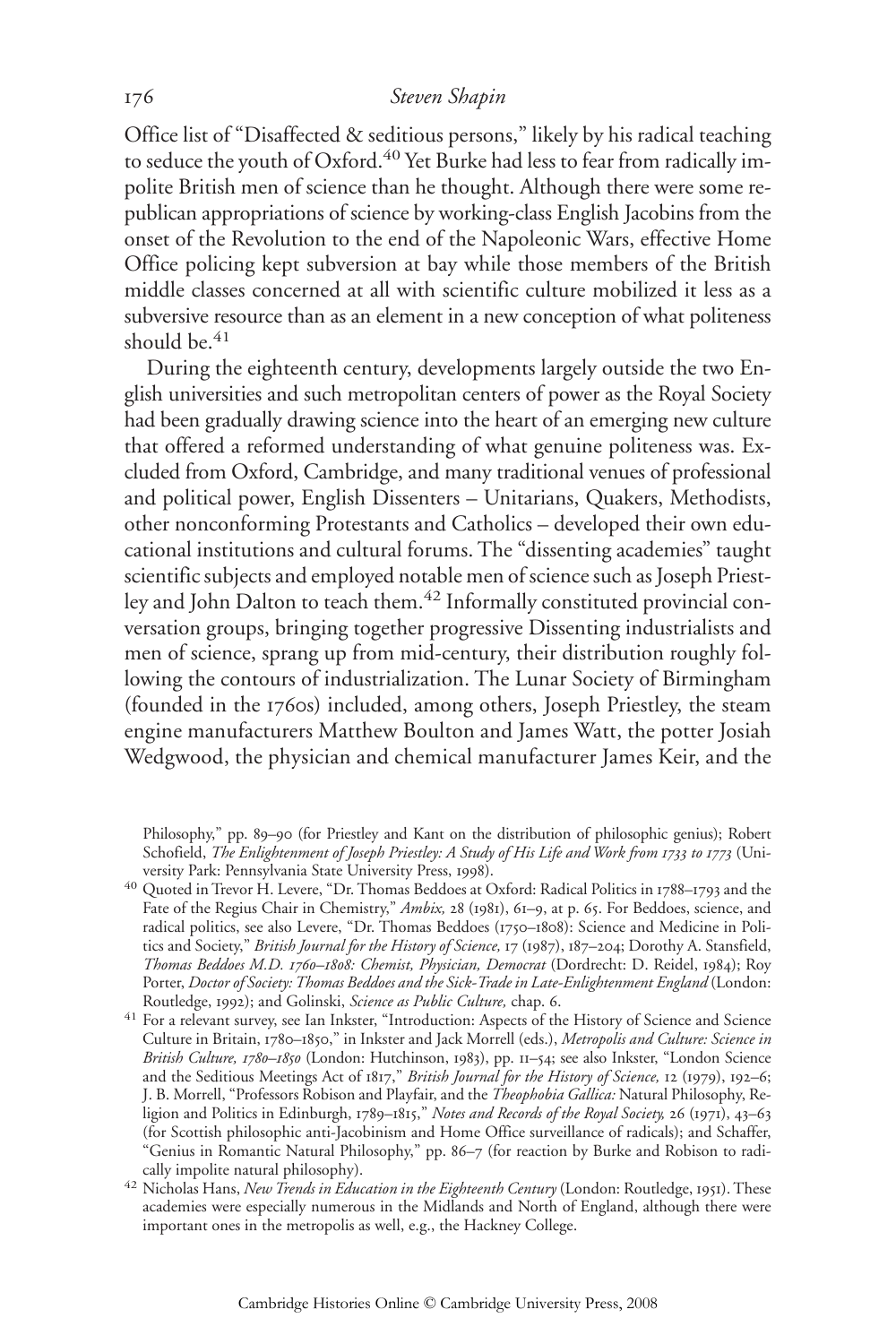Office list of "Disaffected & seditious persons," likely by his radical teaching to seduce the youth of Oxford.[40] Yet Burke had less to fear from radically impolite British men of science than he thought. Although there were some republican appropriations of science by working-class English Jacobins from the onset of the Revolution to the end of the Napoleonic Wars, effective Home Office policing kept subversion at bay while those members of the British middle classes concerned at all with scientific culture mobilized it less as a subversive resource than as an element in a new conception of what politeness should be.[41]

During the eighteenth century, developments largely outside the two English universities and such metropolitan centers of power as the Royal Society had been gradually drawing science into the heart of an emerging new culture that offered a reformed understanding of what genuine politeness was. Excluded from Oxford, Cambridge, and many traditional venues of professional and political power, English Dissenters – Unitarians, Quakers, Methodists, other nonconforming Protestants and Catholics – developed their own educational institutions and cultural forums. The "dissenting academies" taught scientific subjects and employed notable men of science such as Joseph Priestley and John Dalton to teach them.[42] Informally constituted provincial conversation groups, bringing together progressive Dissenting industrialists and men of science, sprang up from mid-century, their distribution roughly following the contours of industrialization. The Lunar Society of Birmingham (founded in the 1760s) included, among others, Joseph Priestley, the steam engine manufacturers Matthew Boulton and James Watt, the potter Josiah Wedgwood, the physician and chemical manufacturer James Keir, and the

Philosophy," pp. 89–90 (for Priestley and Kant on the distribution of philosophic genius); Robert Schofield, *The Enlightenment of Joseph Priestley: A Study of His Life and Work from 1733 to 1773* (University Park: Pennsylvania State University Press, 1998).

[40] Quoted in Trevor H. Levere, "Dr. Thomas Beddoes at Oxford: Radical Politics in 1788–1793 and the Fate of the Regius Chair in Chemistry," *Ambix,* 28 (1981), 61–9, at p. 65. For Beddoes, science, and radical politics, see also Levere, "Dr. Thomas Beddoes (1750–1808): Science and Medicine in Politics and Society," *British Journal for the History of Science,* 17 (1987), 187–204; Dorothy A. Stansfield, *Thomas Beddoes M.D. 1760–1808: Chemist, Physician, Democrat* (Dordrecht: D. Reidel, 1984); Roy Porter, *Doctor of Society: Thomas Beddoes and the Sick-Trade in Late-Enlightenment England* (London: Routledge, 1992); and Golinski, *Science as Public Culture,* chap. 6.

[41] For a relevant survey, see Ian Inkster, "Introduction: Aspects of the History of Science and Science Culture in Britain, 1780–1850," in Inkster and Jack Morrell (eds.), *Metropolis and Culture: Science in British Culture, 1780–1850* (London: Hutchinson, 1983), pp. 11–54; see also Inkster, "London Science and the Seditious Meetings Act of 1817," *British Journal for the History of Science,* 12 (1979), 192–6; J. B. Morrell, "Professors Robison and Playfair, and the *Theophobia Gallica:* Natural Philosophy, Religion and Politics in Edinburgh, 1789–1815," *Notes and Records of the Royal Society,* 26 (1971), 43–63 (for Scottish philosophic anti-Jacobinism and Home Office surveillance of radicals); and Schaffer, "Genius in Romantic Natural Philosophy," pp. 86–7 (for reaction by Burke and Robison to radically impolite natural philosophy).

[42] Nicholas Hans, *New Trends in Education in the Eighteenth Century* (London: Routledge, 1951). These academies were especially numerous in the Midlands and North of England, although there were important ones in the metropolis as well, e.g., the Hackney College.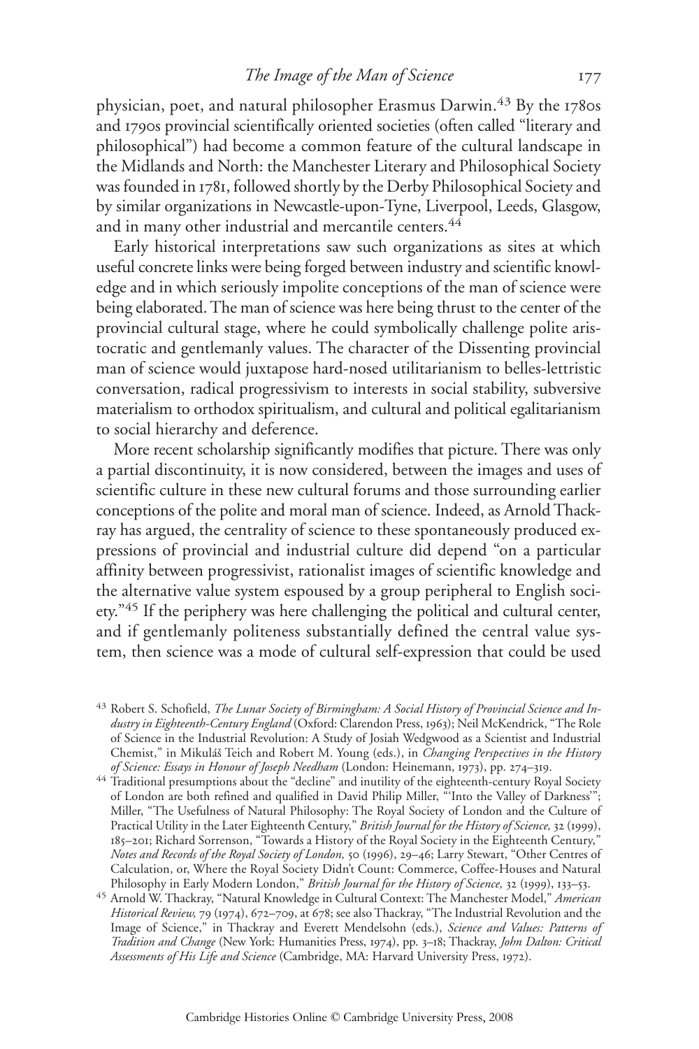physician, poet, and natural philosopher Erasmus Darwin.[43] By the 1780s and 1790s provincial scientifically oriented societies (often called "literary and philosophical") had become a common feature of the cultural landscape in the Midlands and North: the Manchester Literary and Philosophical Society was founded in 1781, followed shortly by the Derby Philosophical Society and by similar organizations in Newcastle-upon-Tyne, Liverpool, Leeds, Glasgow, and in many other industrial and mercantile centers.[44]

Early historical interpretations saw such organizations as sites at which useful concrete links were being forged between industry and scientific knowledge and in which seriously impolite conceptions of the man of science were being elaborated. The man of science was here being thrust to the center of the provincial cultural stage, where he could symbolically challenge polite aristocratic and gentlemanly values. The character of the Dissenting provincial man of science would juxtapose hard-nosed utilitarianism to belles-lettristic conversation, radical progressivism to interests in social stability, subversive materialism to orthodox spiritualism, and cultural and political egalitarianism to social hierarchy and deference.

More recent scholarship significantly modifies that picture. There was only a partial discontinuity, it is now considered, between the images and uses of scientific culture in these new cultural forums and those surrounding earlier conceptions of the polite and moral man of science. Indeed, as Arnold Thackray has argued, the centrality of science to these spontaneously produced expressions of provincial and industrial culture did depend "on a particular affinity between progressivist, rationalist images of scientific knowledge and the alternative value system espoused by a group peripheral to English society."[45] If the periphery was here challenging the political and cultural center, and if gentlemanly politeness substantially defined the central value system, then science was a mode of cultural self-expression that could be used

---

[43] Robert S. Schofield, *The Lunar Society of Birmingham: A Social History of Provincial Science and Industry in Eighteenth-Century England* (Oxford: Clarendon Press, 1963); Neil McKendrick, "The Role of Science in the Industrial Revolution: A Study of Josiah Wedgwood as a Scientist and Industrial Chemist," in Mikuláš Teich and Robert M. Young (eds.), in *Changing Perspectives in the History of Science: Essays in Honour of Joseph Needham* (London: Heinemann, 1973), pp. 274–319.

[44] Traditional presumptions about the "decline" and inutility of the eighteenth-century Royal Society of London are both refined and qualified in David Philip Miller, "'Into the Valley of Darkness'"; Miller, "The Usefulness of Natural Philosophy: The Royal Society of London and the Culture of Practical Utility in the Later Eighteenth Century," *British Journal for the History of Science,* 32 (1999), 185–201; Richard Sorrenson, "Towards a History of the Royal Society in the Eighteenth Century," *Notes and Records of the Royal Society of London,* 50 (1996), 29–46; Larry Stewart, "Other Centres of Calculation, or, Where the Royal Society Didn't Count: Commerce, Coffee-Houses and Natural Philosophy in Early Modern London," *British Journal for the History of Science,* 32 (1999), 133–53.

[45] Arnold W. Thackray, "Natural Knowledge in Cultural Context: The Manchester Model," *American Historical Review,* 79 (1974), 672–709, at 678; see also Thackray, "The Industrial Revolution and the Image of Science," in Thackray and Everett Mendelsohn (eds.), *Science and Values: Patterns of Tradition and Change* (New York: Humanities Press, 1974), pp. 3–18; Thackray, *John Dalton: Critical Assessments of His Life and Science* (Cambridge, MA: Harvard University Press, 1972).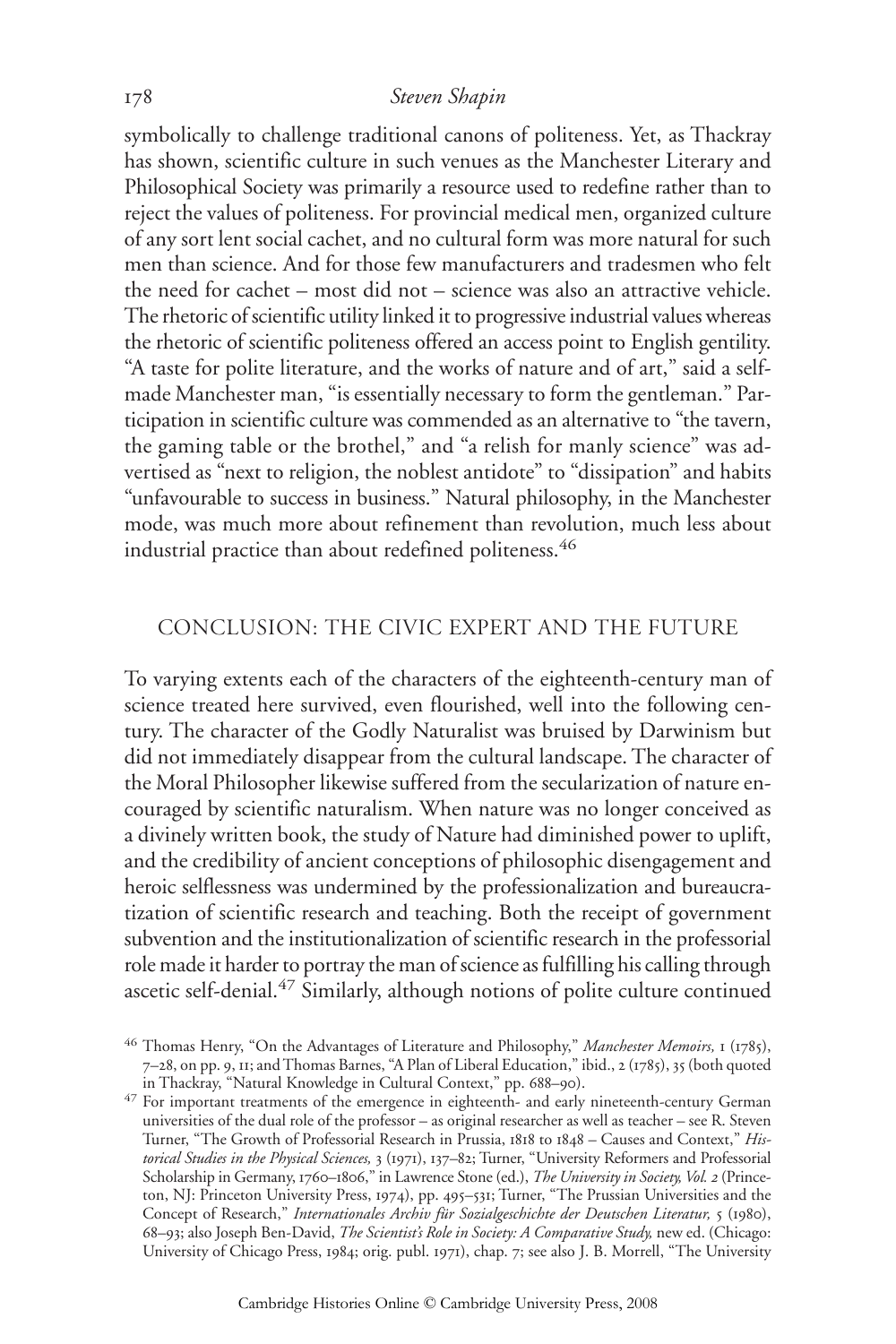symbolically to challenge traditional canons of politeness. Yet, as Thackray has shown, scientific culture in such venues as the Manchester Literary and Philosophical Society was primarily a resource used to redefine rather than to reject the values of politeness. For provincial medical men, organized culture of any sort lent social cachet, and no cultural form was more natural for such men than science. And for those few manufacturers and tradesmen who felt the need for cachet – most did not – science was also an attractive vehicle. The rhetoric of scientific utility linked it to progressive industrial values whereas the rhetoric of scientific politeness offered an access point to English gentility. "A taste for polite literature, and the works of nature and of art," said a self-made Manchester man, "is essentially necessary to form the gentleman." Participation in scientific culture was commended as an alternative to "the tavern, the gaming table or the brothel," and "a relish for manly science" was advertised as "next to religion, the noblest antidote" to "dissipation" and habits "unfavourable to success in business." Natural philosophy, in the Manchester mode, was much more about refinement than revolution, much less about industrial practice than about redefined politeness.[46]

## CONCLUSION: THE CIVIC EXPERT AND THE FUTURE

To varying extents each of the characters of the eighteenth-century man of science treated here survived, even flourished, well into the following century. The character of the Godly Naturalist was bruised by Darwinism but did not immediately disappear from the cultural landscape. The character of the Moral Philosopher likewise suffered from the secularization of nature encouraged by scientific naturalism. When nature was no longer conceived as a divinely written book, the study of Nature had diminished power to uplift, and the credibility of ancient conceptions of philosophic disengagement and heroic selflessness was undermined by the professionalization and bureaucratization of scientific research and teaching. Both the receipt of government subvention and the institutionalization of scientific research in the professorial role made it harder to portray the man of science as fulfilling his calling through ascetic self-denial.[47] Similarly, although notions of polite culture continued

[46] Thomas Henry, "On the Advantages of Literature and Philosophy," *Manchester Memoirs,* 1 (1785), 7–28, on pp. 9, 11; and Thomas Barnes, "A Plan of Liberal Education," ibid., 2 (1785), 35 (both quoted in Thackray, "Natural Knowledge in Cultural Context," pp. 688–90).

[47] For important treatments of the emergence in eighteenth- and early nineteenth-century German universities of the dual role of the professor – as original researcher as well as teacher – see R. Steven Turner, "The Growth of Professorial Research in Prussia, 1818 to 1848 – Causes and Context," *Historical Studies in the Physical Sciences,* 3 (1971), 137–82; Turner, "University Reformers and Professorial Scholarship in Germany, 1760–1806," in Lawrence Stone (ed.), *The University in Society, Vol. 2* (Princeton, NJ: Princeton University Press, 1974), pp. 495–531; Turner, "The Prussian Universities and the Concept of Research," *Internationales Archiv für Sozialgeschichte der Deutschen Literatur,* 5 (1980), 68–93; also Joseph Ben-David, *The Scientist's Role in Society: A Comparative Study,* new ed. (Chicago: University of Chicago Press, 1984; orig. publ. 1971), chap. 7; see also J. B. Morrell, "The University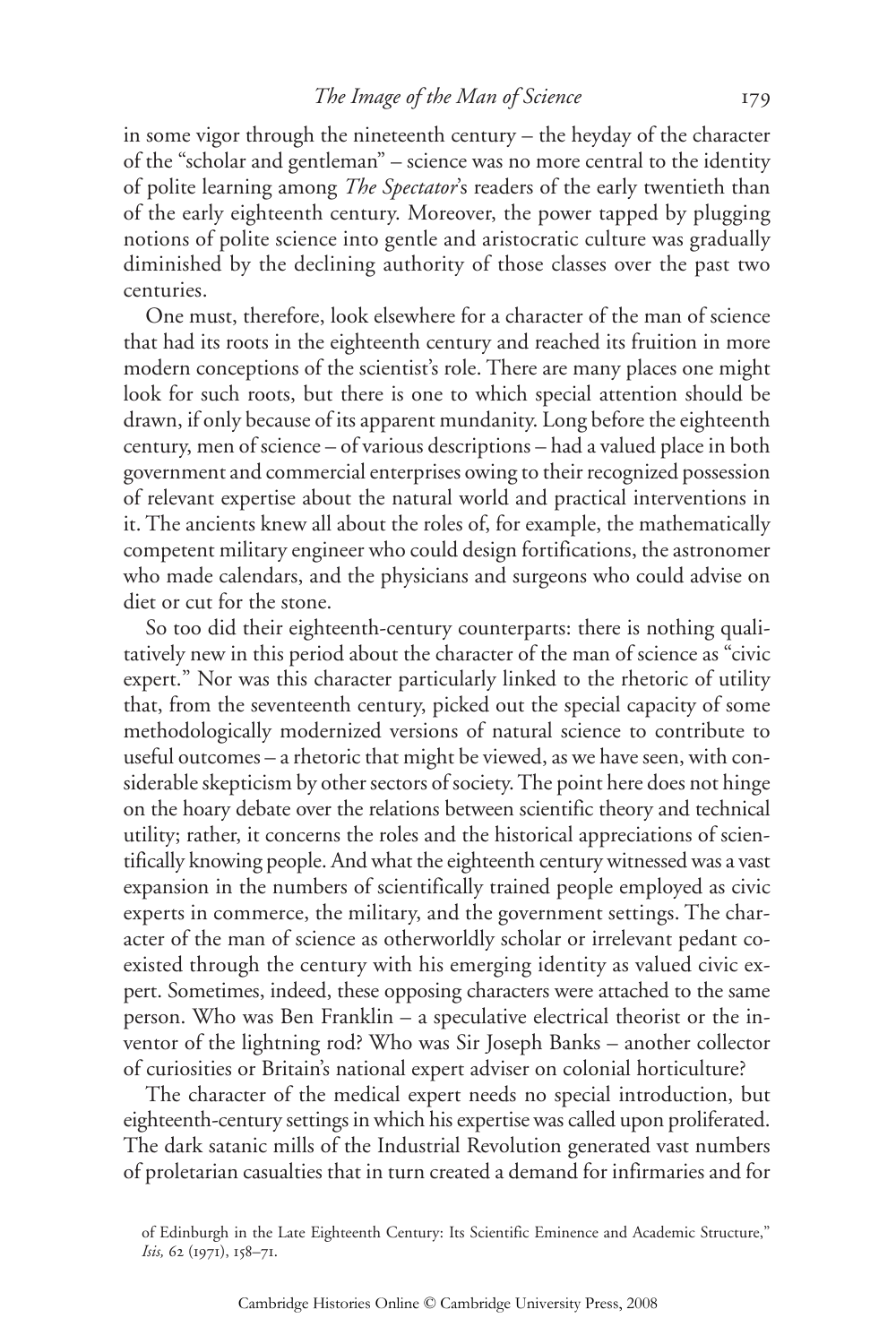in some vigor through the nineteenth century – the heyday of the character of the "scholar and gentleman" – science was no more central to the identity of polite learning among *The Spectator*'s readers of the early twentieth than of the early eighteenth century. Moreover, the power tapped by plugging notions of polite science into gentle and aristocratic culture was gradually diminished by the declining authority of those classes over the past two centuries.

One must, therefore, look elsewhere for a character of the man of science that had its roots in the eighteenth century and reached its fruition in more modern conceptions of the scientist's role. There are many places one might look for such roots, but there is one to which special attention should be drawn, if only because of its apparent mundanity. Long before the eighteenth century, men of science – of various descriptions – had a valued place in both government and commercial enterprises owing to their recognized possession of relevant expertise about the natural world and practical interventions in it. The ancients knew all about the roles of, for example, the mathematically competent military engineer who could design fortifications, the astronomer who made calendars, and the physicians and surgeons who could advise on diet or cut for the stone.

So too did their eighteenth-century counterparts: there is nothing qualitatively new in this period about the character of the man of science as "civic expert." Nor was this character particularly linked to the rhetoric of utility that, from the seventeenth century, picked out the special capacity of some methodologically modernized versions of natural science to contribute to useful outcomes – a rhetoric that might be viewed, as we have seen, with considerable skepticism by other sectors of society. The point here does not hinge on the hoary debate over the relations between scientific theory and technical utility; rather, it concerns the roles and the historical appreciations of scientifically knowing people. And what the eighteenth century witnessed was a vast expansion in the numbers of scientifically trained people employed as civic experts in commerce, the military, and the government settings. The character of the man of science as otherworldly scholar or irrelevant pedant coexisted through the century with his emerging identity as valued civic expert. Sometimes, indeed, these opposing characters were attached to the same person. Who was Ben Franklin – a speculative electrical theorist or the inventor of the lightning rod? Who was Sir Joseph Banks – another collector of curiosities or Britain's national expert adviser on colonial horticulture?

The character of the medical expert needs no special introduction, but eighteenth-century settings in which his expertise was called upon proliferated. The dark satanic mills of the Industrial Revolution generated vast numbers of proletarian casualties that in turn created a demand for infirmaries and for

of Edinburgh in the Late Eighteenth Century: Its Scientific Eminence and Academic Structure," *Isis,* 62 (1971), 158–71.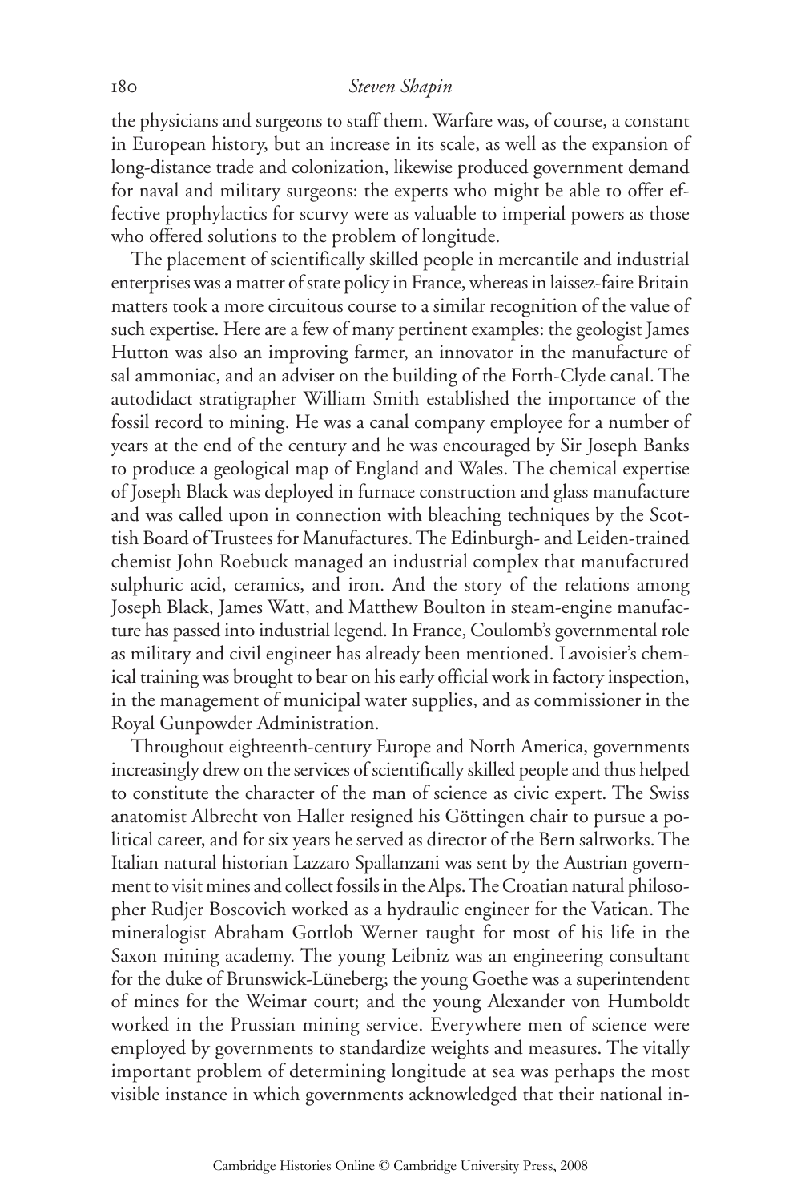the physicians and surgeons to staff them. Warfare was, of course, a constant in European history, but an increase in its scale, as well as the expansion of long-distance trade and colonization, likewise produced government demand for naval and military surgeons: the experts who might be able to offer effective prophylactics for scurvy were as valuable to imperial powers as those who offered solutions to the problem of longitude.

The placement of scientifically skilled people in mercantile and industrial enterprises was a matter of state policy in France, whereas in laissez-faire Britain matters took a more circuitous course to a similar recognition of the value of such expertise. Here are a few of many pertinent examples: the geologist James Hutton was also an improving farmer, an innovator in the manufacture of sal ammoniac, and an adviser on the building of the Forth-Clyde canal. The autodidact stratigrapher William Smith established the importance of the fossil record to mining. He was a canal company employee for a number of years at the end of the century and he was encouraged by Sir Joseph Banks to produce a geological map of England and Wales. The chemical expertise of Joseph Black was deployed in furnace construction and glass manufacture and was called upon in connection with bleaching techniques by the Scottish Board of Trustees for Manufactures. The Edinburgh- and Leiden-trained chemist John Roebuck managed an industrial complex that manufactured sulphuric acid, ceramics, and iron. And the story of the relations among Joseph Black, James Watt, and Matthew Boulton in steam-engine manufacture has passed into industrial legend. In France, Coulomb's governmental role as military and civil engineer has already been mentioned. Lavoisier's chemical training was brought to bear on his early official work in factory inspection, in the management of municipal water supplies, and as commissioner in the Royal Gunpowder Administration.

Throughout eighteenth-century Europe and North America, governments increasingly drew on the services of scientifically skilled people and thus helped to constitute the character of the man of science as civic expert. The Swiss anatomist Albrecht von Haller resigned his Göttingen chair to pursue a political career, and for six years he served as director of the Bern saltworks. The Italian natural historian Lazzaro Spallanzani was sent by the Austrian government to visit mines and collect fossils in the Alps. The Croatian natural philosopher Rudjer Boscovich worked as a hydraulic engineer for the Vatican. The mineralogist Abraham Gottlob Werner taught for most of his life in the Saxon mining academy. The young Leibniz was an engineering consultant for the duke of Brunswick-Lüneberg; the young Goethe was a superintendent of mines for the Weimar court; and the young Alexander von Humboldt worked in the Prussian mining service. Everywhere men of science were employed by governments to standardize weights and measures. The vitally important problem of determining longitude at sea was perhaps the most visible instance in which governments acknowledged that their national in-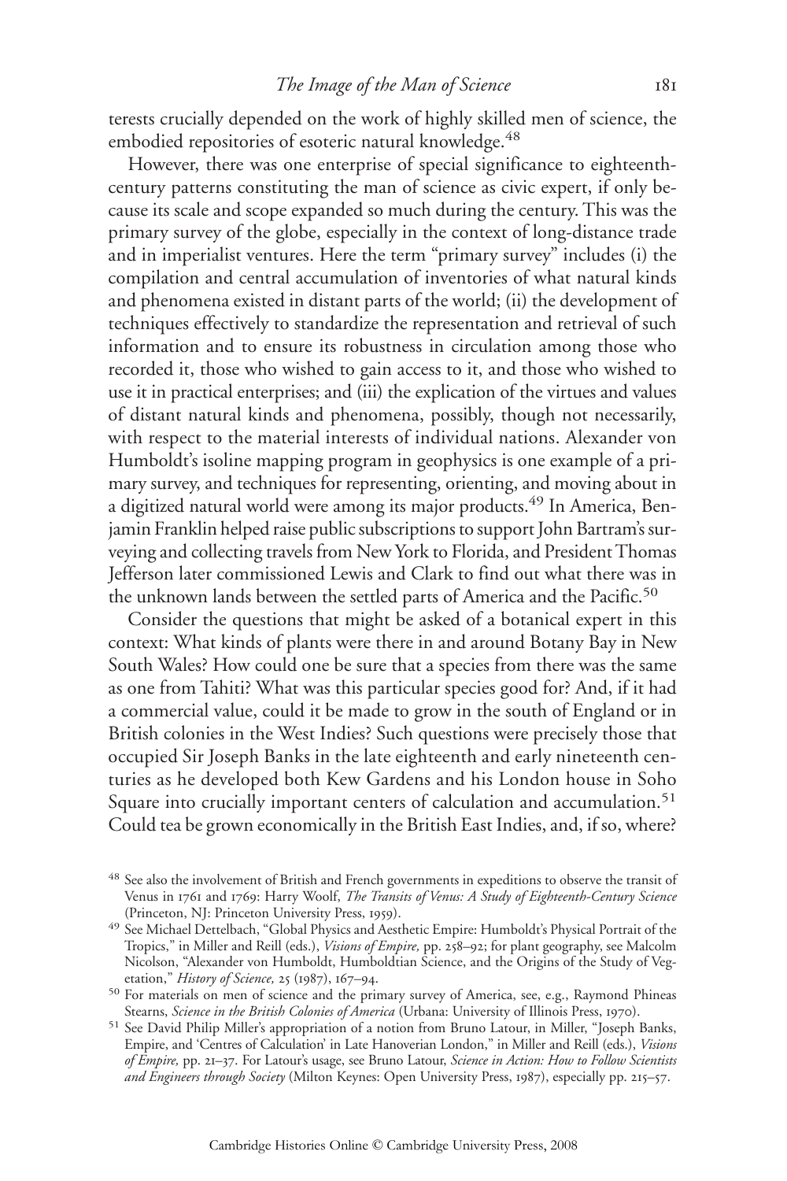terests crucially depended on the work of highly skilled men of science, the embodied repositories of esoteric natural knowledge.[48]

However, there was one enterprise of special significance to eighteenth-century patterns constituting the man of science as civic expert, if only because its scale and scope expanded so much during the century. This was the primary survey of the globe, especially in the context of long-distance trade and in imperialist ventures. Here the term "primary survey" includes (i) the compilation and central accumulation of inventories of what natural kinds and phenomena existed in distant parts of the world; (ii) the development of techniques effectively to standardize the representation and retrieval of such information and to ensure its robustness in circulation among those who recorded it, those who wished to gain access to it, and those who wished to use it in practical enterprises; and (iii) the explication of the virtues and values of distant natural kinds and phenomena, possibly, though not necessarily, with respect to the material interests of individual nations. Alexander von Humboldt's isoline mapping program in geophysics is one example of a primary survey, and techniques for representing, orienting, and moving about in a digitized natural world were among its major products.[49] In America, Benjamin Franklin helped raise public subscriptions to support John Bartram's surveying and collecting travels from New York to Florida, and President Thomas Jefferson later commissioned Lewis and Clark to find out what there was in the unknown lands between the settled parts of America and the Pacific.[50]

Consider the questions that might be asked of a botanical expert in this context: What kinds of plants were there in and around Botany Bay in New South Wales? How could one be sure that a species from there was the same as one from Tahiti? What was this particular species good for? And, if it had a commercial value, could it be made to grow in the south of England or in British colonies in the West Indies? Such questions were precisely those that occupied Sir Joseph Banks in the late eighteenth and early nineteenth centuries as he developed both Kew Gardens and his London house in Soho Square into crucially important centers of calculation and accumulation.[51] Could tea be grown economically in the British East Indies, and, if so, where?

---

[48] See also the involvement of British and French governments in expeditions to observe the transit of Venus in 1761 and 1769: Harry Woolf, *The Transits of Venus: A Study of Eighteenth-Century Science* (Princeton, NJ: Princeton University Press, 1959).

[49] See Michael Dettelbach, "Global Physics and Aesthetic Empire: Humboldt's Physical Portrait of the Tropics," in Miller and Reill (eds.), *Visions of Empire,* pp. 258–92; for plant geography, see Malcolm Nicolson, "Alexander von Humboldt, Humboldtian Science, and the Origins of the Study of Vegetation," *History of Science,* 25 (1987), 167–94.

[50] For materials on men of science and the primary survey of America, see, e.g., Raymond Phineas Stearns, *Science in the British Colonies of America* (Urbana: University of Illinois Press, 1970).

[51] See David Philip Miller's appropriation of a notion from Bruno Latour, in Miller, "Joseph Banks, Empire, and 'Centres of Calculation' in Late Hanoverian London," in Miller and Reill (eds.), *Visions of Empire,* pp. 21–37. For Latour's usage, see Bruno Latour, *Science in Action: How to Follow Scientists and Engineers through Society* (Milton Keynes: Open University Press, 1987), especially pp. 215–57.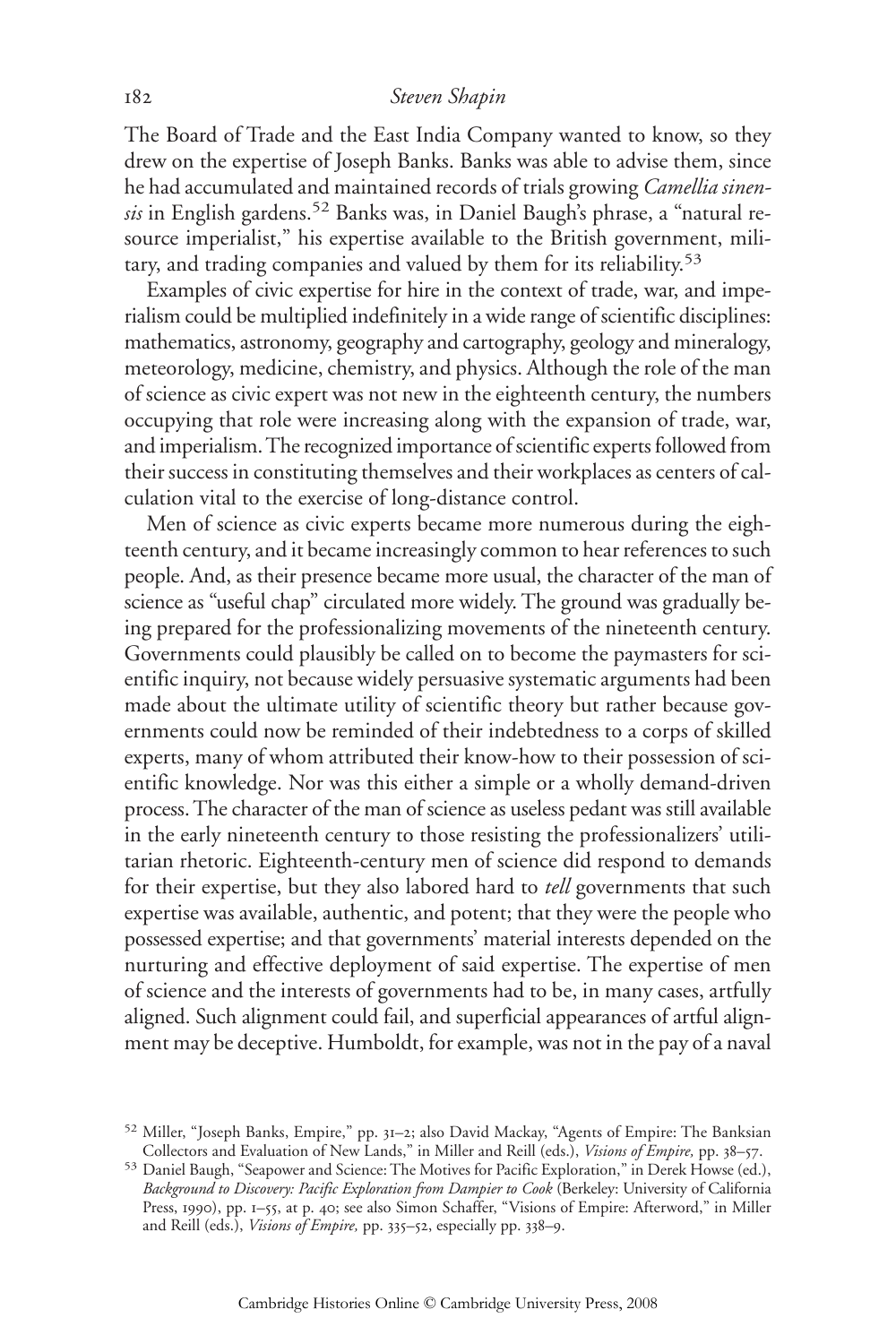The Board of Trade and the East India Company wanted to know, so they drew on the expertise of Joseph Banks. Banks was able to advise them, since he had accumulated and maintained records of trials growing *Camellia sinensis* in English gardens.[52] Banks was, in Daniel Baugh's phrase, a "natural resource imperialist," his expertise available to the British government, military, and trading companies and valued by them for its reliability.[53]

Examples of civic expertise for hire in the context of trade, war, and imperialism could be multiplied indefinitely in a wide range of scientific disciplines: mathematics, astronomy, geography and cartography, geology and mineralogy, meteorology, medicine, chemistry, and physics. Although the role of the man of science as civic expert was not new in the eighteenth century, the numbers occupying that role were increasing along with the expansion of trade, war, and imperialism. The recognized importance of scientific experts followed from their success in constituting themselves and their workplaces as centers of calculation vital to the exercise of long-distance control.

Men of science as civic experts became more numerous during the eighteenth century, and it became increasingly common to hear references to such people. And, as their presence became more usual, the character of the man of science as "useful chap" circulated more widely. The ground was gradually being prepared for the professionalizing movements of the nineteenth century. Governments could plausibly be called on to become the paymasters for scientific inquiry, not because widely persuasive systematic arguments had been made about the ultimate utility of scientific theory but rather because governments could now be reminded of their indebtedness to a corps of skilled experts, many of whom attributed their know-how to their possession of scientific knowledge. Nor was this either a simple or a wholly demand-driven process. The character of the man of science as useless pedant was still available in the early nineteenth century to those resisting the professionalizers' utilitarian rhetoric. Eighteenth-century men of science did respond to demands for their expertise, but they also labored hard to *tell* governments that such expertise was available, authentic, and potent; that they were the people who possessed expertise; and that governments' material interests depended on the nurturing and effective deployment of said expertise. The expertise of men of science and the interests of governments had to be, in many cases, artfully aligned. Such alignment could fail, and superficial appearances of artful alignment may be deceptive. Humboldt, for example, was not in the pay of a naval

[52] Miller, "Joseph Banks, Empire," pp. 31–2; also David Mackay, "Agents of Empire: The Banksian Collectors and Evaluation of New Lands," in Miller and Reill (eds.), *Visions of Empire,* pp. 38–57.

[53] Daniel Baugh, "Seapower and Science: The Motives for Pacific Exploration," in Derek Howse (ed.), *Background to Discovery: Pacific Exploration from Dampier to Cook* (Berkeley: University of California Press, 1990), pp. 1–55, at p. 40; see also Simon Schaffer, "Visions of Empire: Afterword," in Miller and Reill (eds.), *Visions of Empire,* pp. 335–52, especially pp. 338–9.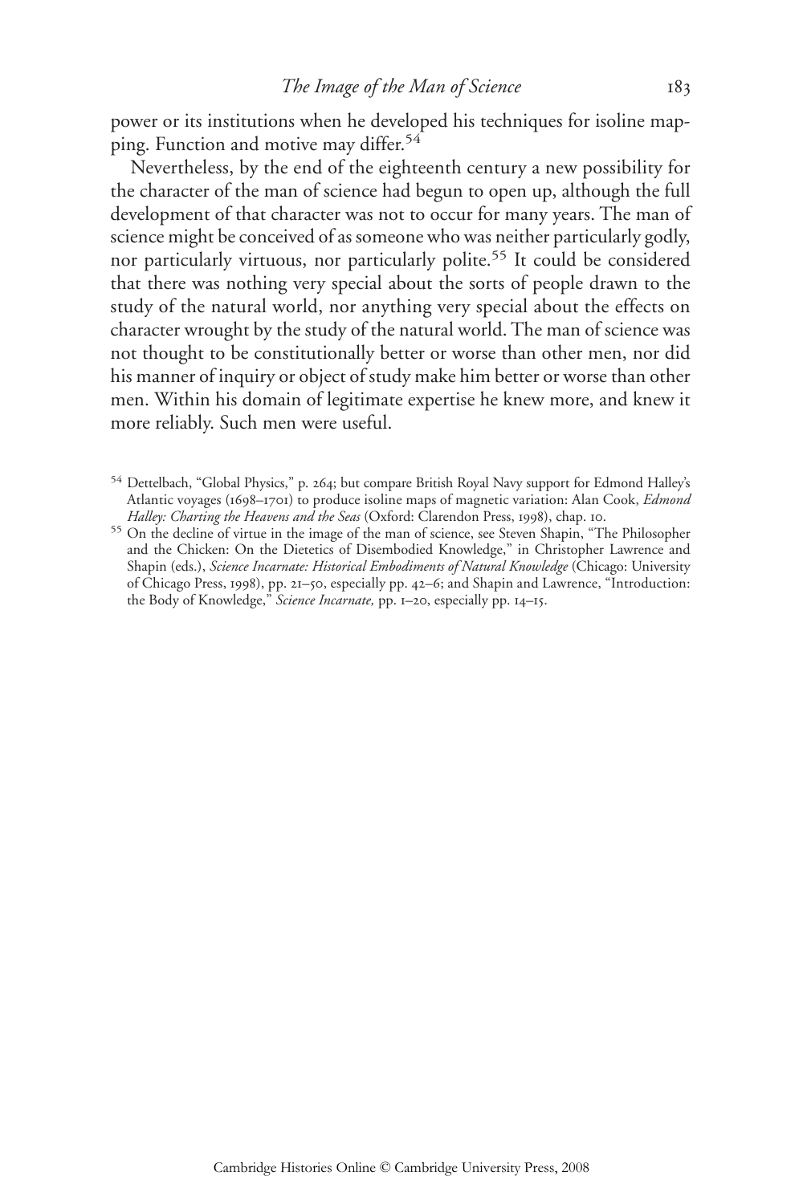power or its institutions when he developed his techniques for isoline mapping. Function and motive may differ.[54]

Nevertheless, by the end of the eighteenth century a new possibility for the character of the man of science had begun to open up, although the full development of that character was not to occur for many years. The man of science might be conceived of as someone who was neither particularly godly, nor particularly virtuous, nor particularly polite.[55] It could be considered that there was nothing very special about the sorts of people drawn to the study of the natural world, nor anything very special about the effects on character wrought by the study of the natural world. The man of science was not thought to be constitutionally better or worse than other men, nor did his manner of inquiry or object of study make him better or worse than other men. Within his domain of legitimate expertise he knew more, and knew it more reliably. Such men were useful.

[54] Dettelbach, "Global Physics," p. 264; but compare British Royal Navy support for Edmond Halley's Atlantic voyages (1698–1701) to produce isoline maps of magnetic variation: Alan Cook, *Edmond Halley: Charting the Heavens and the Seas* (Oxford: Clarendon Press, 1998), chap. 10.

[55] On the decline of virtue in the image of the man of science, see Steven Shapin, "The Philosopher and the Chicken: On the Dietetics of Disembodied Knowledge," in Christopher Lawrence and Shapin (eds.), *Science Incarnate: Historical Embodiments of Natural Knowledge* (Chicago: University of Chicago Press, 1998), pp. 21–50, especially pp. 42–6; and Shapin and Lawrence, "Introduction: the Body of Knowledge," *Science Incarnate,* pp. 1–20, especially pp. 14–15.